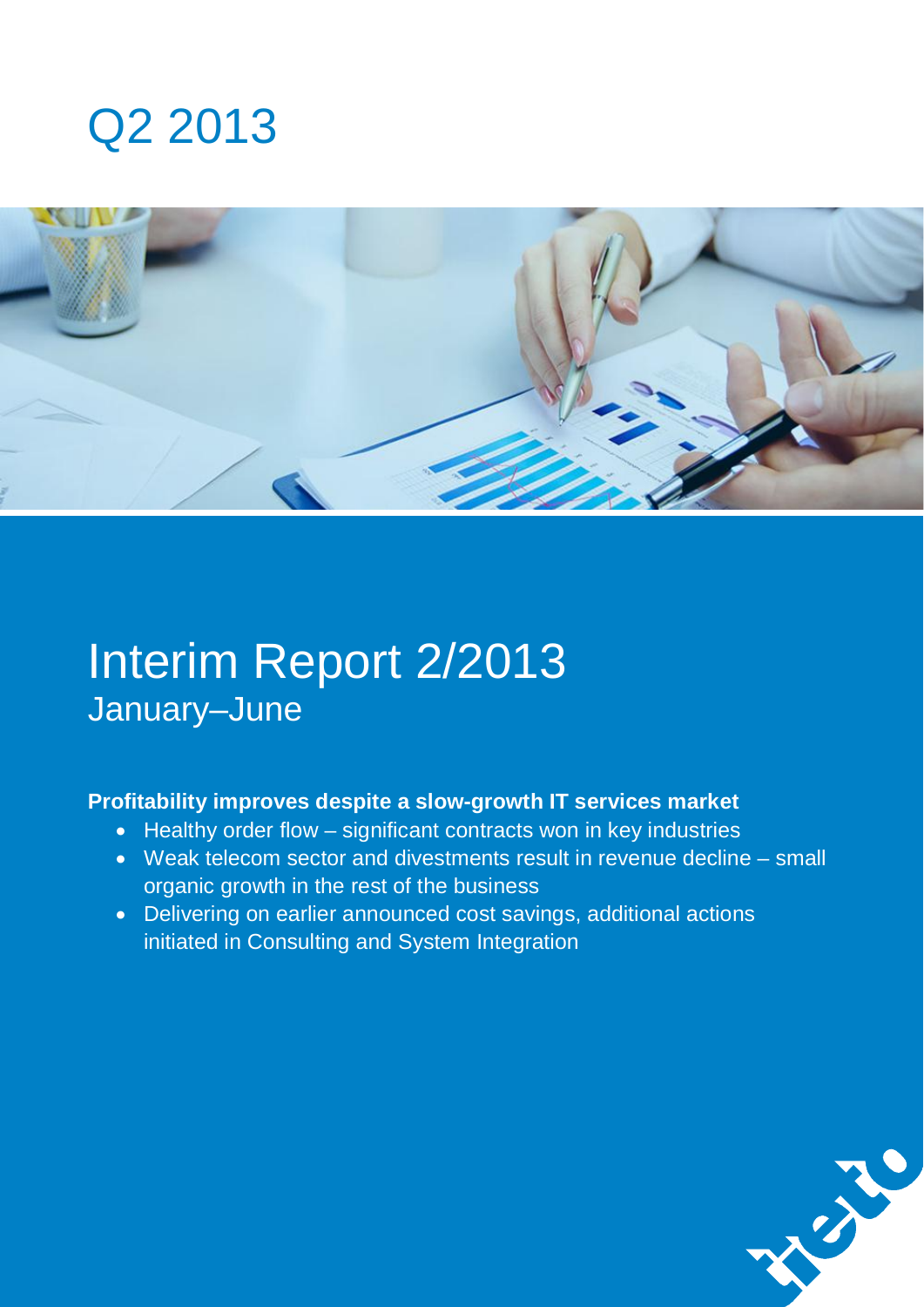# Q2 2013

# Interim Report 2/2013

## January–June

**Profitability improves despite a slow-growth IT services market**

- Healthy order flow – significant contracts won in key industries
- Weak telecom sector and divestments result in revenue decline – small organic growth in the rest of the business
- Delivering on earlier announced cost savings, additional actions initiated in Consulting and System Integration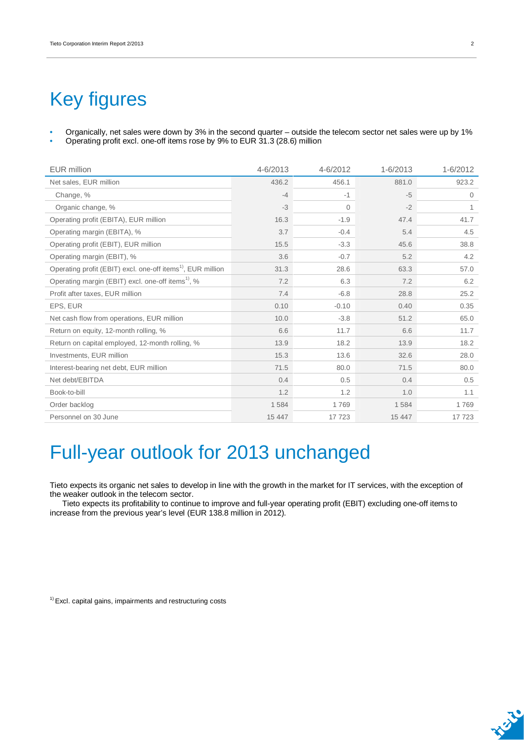# Key figures

- Organically, net sales were down by 3% in the second quarter – outside the telecom sector net sales were up by 1%
- Operating profit excl. one-off items rose by 9% to EUR 31.3 (28.6) million

| EUR million | 4-6/2013 | 4-6/2012 | 1-6/2013 | 1-6/2012 |
|---|---|---|---|---|
| Net sales, EUR million | 436.2 | 456.1 | 881.0 | 923.2 |
| Change, % | -4 | -1 | -5 | 0 |
| Organic change, % | -3 | 0 | -2 | 1 |
| Operating profit (EBITA), EUR million | 16.3 | -1.9 | 47.4 | 41.7 |
| Operating margin (EBITA), % | 3.7 | -0.4 | 5.4 | 4.5 |
| Operating profit (EBIT), EUR million | 15.5 | -3.3 | 45.6 | 38.8 |
| Operating margin (EBIT), % | 3.6 | -0.7 | 5.2 | 4.2 |
| Operating profit (EBIT) excl. one-off items[1], EUR million | 31.3 | 28.6 | 63.3 | 57.0 |
| Operating margin (EBIT) excl. one-off items[1], % | 7.2 | 6.3 | 7.2 | 6.2 |
| Profit after taxes, EUR million | 7.4 | -6.8 | 28.8 | 25.2 |
| EPS, EUR | 0.10 | -0.10 | 0.40 | 0.35 |
| Net cash flow from operations, EUR million | 10.0 | -3.8 | 51.2 | 65.0 |
| Return on equity, 12-month rolling, % | 6.6 | 11.7 | 6.6 | 11.7 |
| Return on capital employed, 12-month rolling, % | 13.9 | 18.2 | 13.9 | 18.2 |
| Investments, EUR million | 15.3 | 13.6 | 32.6 | 28.0 |
| Interest-bearing net debt, EUR million | 71.5 | 80.0 | 71.5 | 80.0 |
| Net debt/EBITDA | 0.4 | 0.5 | 0.4 | 0.5 |
| Book-to-bill | 1.2 | 1.2 | 1.0 | 1.1 |
| Order backlog | 1 584 | 1 769 | 1 584 | 1 769 |
| Personnel on 30 June | 15 447 | 17 723 | 15 447 | 17 723 |

# Full-year outlook for 2013 unchanged

Tieto expects its organic net sales to develop in line with the growth in the market for IT services, with the exception of the weaker outlook in the telecom sector.

Tieto expects its profitability to continue to improve and full-year operating profit (EBIT) excluding one-off items to increase from the previous year's level (EUR 138.8 million in 2012).

[1] Excl. capital gains, impairments and restructuring costs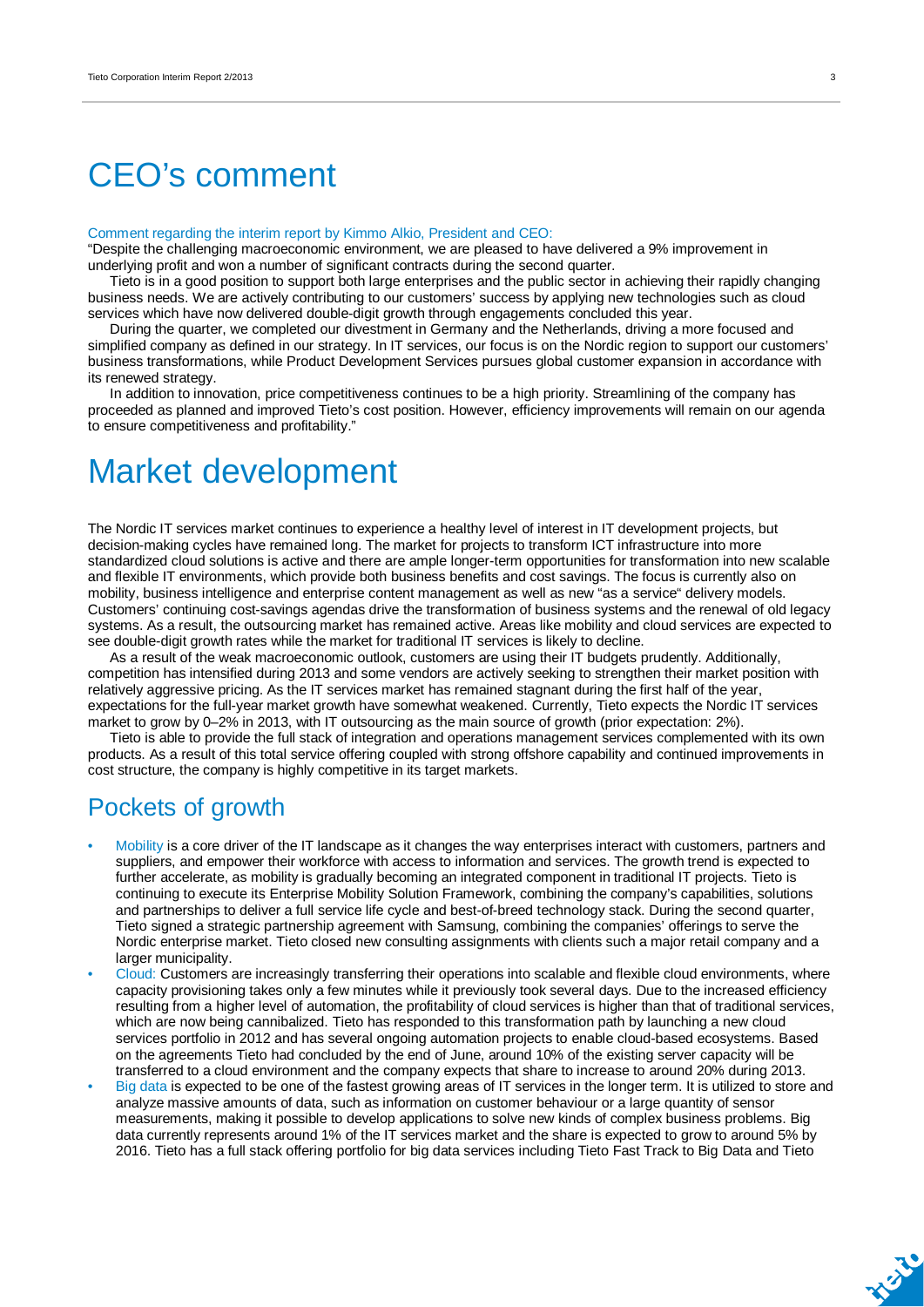# CEO's comment

Comment regarding the interim report by Kimmo Alkio, President and CEO:

"Despite the challenging macroeconomic environment, we are pleased to have delivered a 9% improvement in underlying profit and won a number of significant contracts during the second quarter.

Tieto is in a good position to support both large enterprises and the public sector in achieving their rapidly changing business needs. We are actively contributing to our customers' success by applying new technologies such as cloud services which have now delivered double-digit growth through engagements concluded this year.

During the quarter, we completed our divestment in Germany and the Netherlands, driving a more focused and simplified company as defined in our strategy. In IT services, our focus is on the Nordic region to support our customers' business transformations, while Product Development Services pursues global customer expansion in accordance with its renewed strategy.

In addition to innovation, price competitiveness continues to be a high priority. Streamlining of the company has proceeded as planned and improved Tieto's cost position. However, efficiency improvements will remain on our agenda to ensure competitiveness and profitability."

# Market development

The Nordic IT services market continues to experience a healthy level of interest in IT development projects, but decision-making cycles have remained long. The market for projects to transform ICT infrastructure into more standardized cloud solutions is active and there are ample longer-term opportunities for transformation into new scalable and flexible IT environments, which provide both business benefits and cost savings. The focus is currently also on mobility, business intelligence and enterprise content management as well as new "as a service" delivery models. Customers' continuing cost-savings agendas drive the transformation of business systems and the renewal of old legacy systems. As a result, the outsourcing market has remained active. Areas like mobility and cloud services are expected to see double-digit growth rates while the market for traditional IT services is likely to decline.

As a result of the weak macroeconomic outlook, customers are using their IT budgets prudently. Additionally, competition has intensified during 2013 and some vendors are actively seeking to strengthen their market position with relatively aggressive pricing. As the IT services market has remained stagnant during the first half of the year, expectations for the full-year market growth have somewhat weakened. Currently, Tieto expects the Nordic IT services market to grow by 0–2% in 2013, with IT outsourcing as the main source of growth (prior expectation: 2%).

Tieto is able to provide the full stack of integration and operations management services complemented with its own products. As a result of this total service offering coupled with strong offshore capability and continued improvements in cost structure, the company is highly competitive in its target markets.

## Pockets of growth

- Mobility is a core driver of the IT landscape as it changes the way enterprises interact with customers, partners and suppliers, and empower their workforce with access to information and services. The growth trend is expected to further accelerate, as mobility is gradually becoming an integrated component in traditional IT projects. Tieto is continuing to execute its Enterprise Mobility Solution Framework, combining the company's capabilities, solutions and partnerships to deliver a full service life cycle and best-of-breed technology stack. During the second quarter, Tieto signed a strategic partnership agreement with Samsung, combining the companies' offerings to serve the Nordic enterprise market. Tieto closed new consulting assignments with clients such a major retail company and a larger municipality.
- Cloud: Customers are increasingly transferring their operations into scalable and flexible cloud environments, where capacity provisioning takes only a few minutes while it previously took several days. Due to the increased efficiency resulting from a higher level of automation, the profitability of cloud services is higher than that of traditional services, which are now being cannibalized. Tieto has responded to this transformation path by launching a new cloud services portfolio in 2012 and has several ongoing automation projects to enable cloud-based ecosystems. Based on the agreements Tieto had concluded by the end of June, around 10% of the existing server capacity will be transferred to a cloud environment and the company expects that share to increase to around 20% during 2013.
- Big data is expected to be one of the fastest growing areas of IT services in the longer term. It is utilized to store and analyze massive amounts of data, such as information on customer behaviour or a large quantity of sensor measurements, making it possible to develop applications to solve new kinds of complex business problems. Big data currently represents around 1% of the IT services market and the share is expected to grow to around 5% by 2016. Tieto has a full stack offering portfolio for big data services including Tieto Fast Track to Big Data and Tieto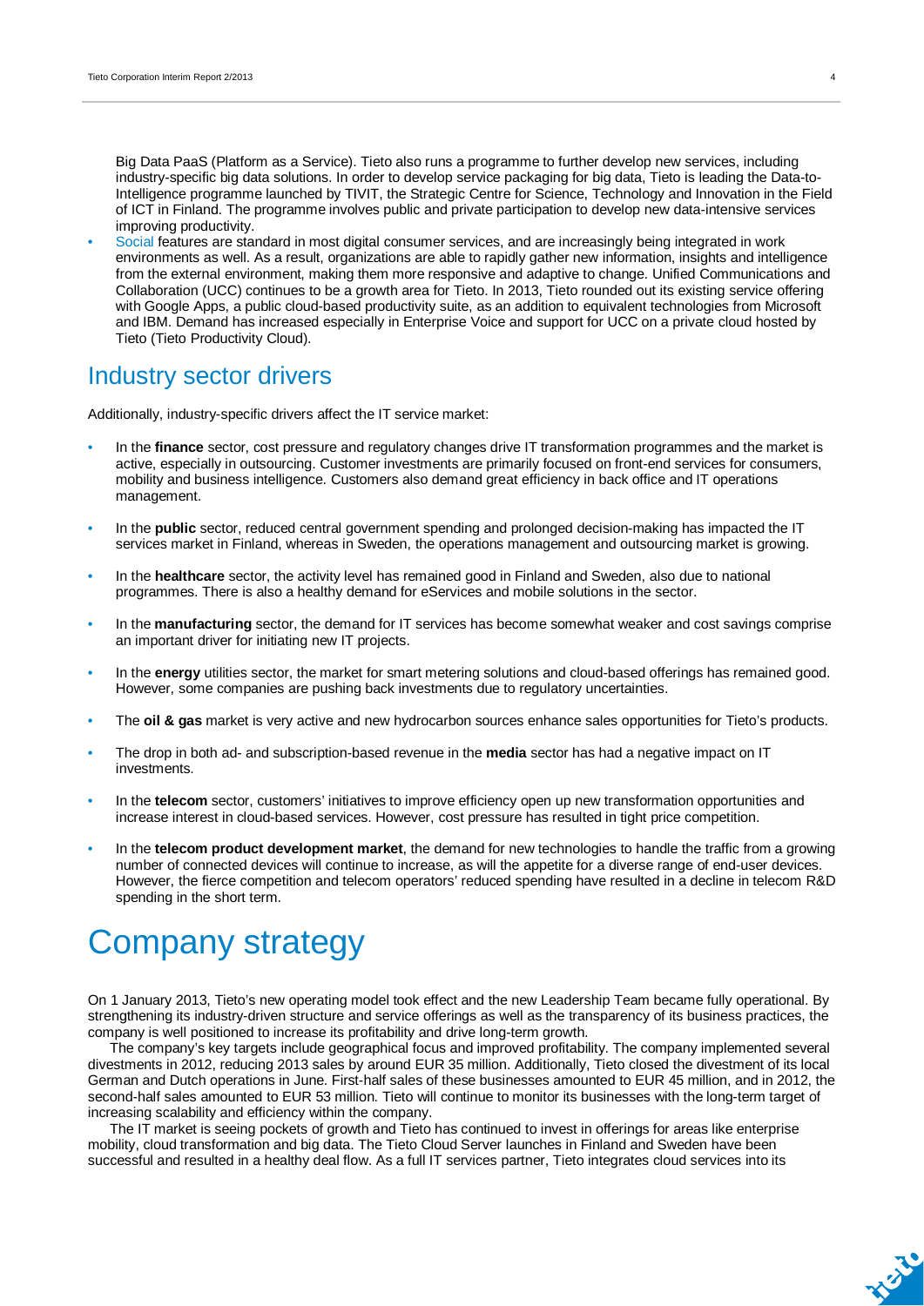Big Data PaaS (Platform as a Service). Tieto also runs a programme to further develop new services, including industry-specific big data solutions. In order to develop service packaging for big data, Tieto is leading the Data-to-Intelligence programme launched by TIVIT, the Strategic Centre for Science, Technology and Innovation in the Field of ICT in Finland. The programme involves public and private participation to develop new data-intensive services improving productivity.

- Social features are standard in most digital consumer services, and are increasingly being integrated in work environments as well. As a result, organizations are able to rapidly gather new information, insights and intelligence from the external environment, making them more responsive and adaptive to change. Unified Communications and Collaboration (UCC) continues to be a growth area for Tieto. In 2013, Tieto rounded out its existing service offering with Google Apps, a public cloud-based productivity suite, as an addition to equivalent technologies from Microsoft and IBM. Demand has increased especially in Enterprise Voice and support for UCC on a private cloud hosted by Tieto (Tieto Productivity Cloud).

## Industry sector drivers

Additionally, industry-specific drivers affect the IT service market:

- In the **finance** sector, cost pressure and regulatory changes drive IT transformation programmes and the market is active, especially in outsourcing. Customer investments are primarily focused on front-end services for consumers, mobility and business intelligence. Customers also demand great efficiency in back office and IT operations management.
- In the **public** sector, reduced central government spending and prolonged decision-making has impacted the IT services market in Finland, whereas in Sweden, the operations management and outsourcing market is growing.
- In the **healthcare** sector, the activity level has remained good in Finland and Sweden, also due to national programmes. There is also a healthy demand for eServices and mobile solutions in the sector.
- In the **manufacturing** sector, the demand for IT services has become somewhat weaker and cost savings comprise an important driver for initiating new IT projects.
- In the **energy** utilities sector, the market for smart metering solutions and cloud-based offerings has remained good. However, some companies are pushing back investments due to regulatory uncertainties.
- The **oil & gas** market is very active and new hydrocarbon sources enhance sales opportunities for Tieto's products.
- The drop in both ad- and subscription-based revenue in the **media** sector has had a negative impact on IT investments.
- In the **telecom** sector, customers' initiatives to improve efficiency open up new transformation opportunities and increase interest in cloud-based services. However, cost pressure has resulted in tight price competition.
- In the **telecom product development market**, the demand for new technologies to handle the traffic from a growing number of connected devices will continue to increase, as will the appetite for a diverse range of end-user devices. However, the fierce competition and telecom operators' reduced spending have resulted in a decline in telecom R&D spending in the short term.

# Company strategy

On 1 January 2013, Tieto's new operating model took effect and the new Leadership Team became fully operational. By strengthening its industry-driven structure and service offerings as well as the transparency of its business practices, the company is well positioned to increase its profitability and drive long-term growth.

The company's key targets include geographical focus and improved profitability. The company implemented several divestments in 2012, reducing 2013 sales by around EUR 35 million. Additionally, Tieto closed the divestment of its local German and Dutch operations in June. First-half sales of these businesses amounted to EUR 45 million, and in 2012, the second-half sales amounted to EUR 53 million. Tieto will continue to monitor its businesses with the long-term target of increasing scalability and efficiency within the company.

The IT market is seeing pockets of growth and Tieto has continued to invest in offerings for areas like enterprise mobility, cloud transformation and big data. The Tieto Cloud Server launches in Finland and Sweden have been successful and resulted in a healthy deal flow. As a full IT services partner, Tieto integrates cloud services into its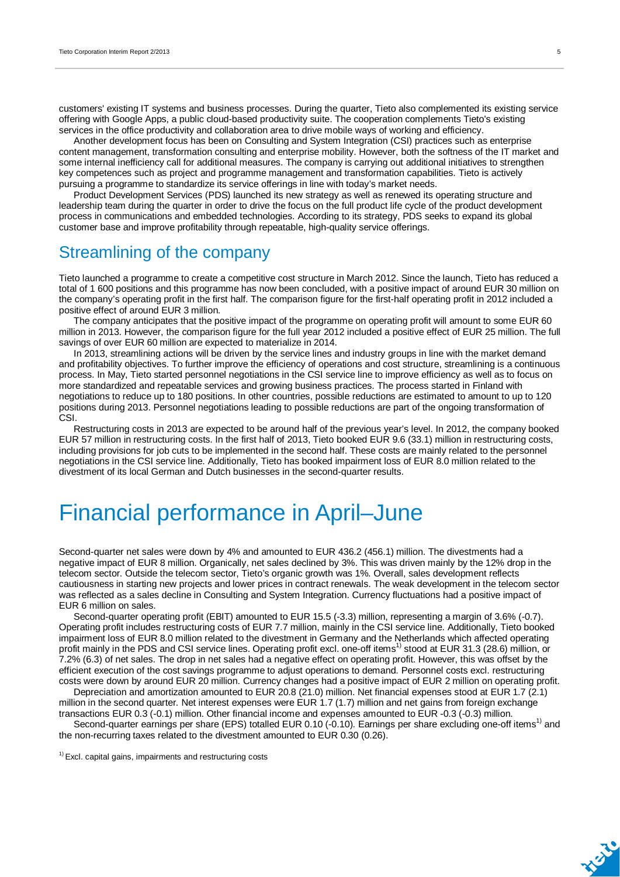customers' existing IT systems and business processes. During the quarter, Tieto also complemented its existing service offering with Google Apps, a public cloud-based productivity suite. The cooperation complements Tieto's existing services in the office productivity and collaboration area to drive mobile ways of working and efficiency.

Another development focus has been on Consulting and System Integration (CSI) practices such as enterprise content management, transformation consulting and enterprise mobility. However, both the softness of the IT market and some internal inefficiency call for additional measures. The company is carrying out additional initiatives to strengthen key competences such as project and programme management and transformation capabilities. Tieto is actively pursuing a programme to standardize its service offerings in line with today's market needs.

Product Development Services (PDS) launched its new strategy as well as renewed its operating structure and leadership team during the quarter in order to drive the focus on the full product life cycle of the product development process in communications and embedded technologies. According to its strategy, PDS seeks to expand its global customer base and improve profitability through repeatable, high-quality service offerings.

## Streamlining of the company

Tieto launched a programme to create a competitive cost structure in March 2012. Since the launch, Tieto has reduced a total of 1 600 positions and this programme has now been concluded, with a positive impact of around EUR 30 million on the company's operating profit in the first half. The comparison figure for the first-half operating profit in 2012 included a positive effect of around EUR 3 million.

The company anticipates that the positive impact of the programme on operating profit will amount to some EUR 60 million in 2013. However, the comparison figure for the full year 2012 included a positive effect of EUR 25 million. The full savings of over EUR 60 million are expected to materialize in 2014.

In 2013, streamlining actions will be driven by the service lines and industry groups in line with the market demand and profitability objectives. To further improve the efficiency of operations and cost structure, streamlining is a continuous process. In May, Tieto started personnel negotiations in the CSI service line to improve efficiency as well as to focus on more standardized and repeatable services and growing business practices. The process started in Finland with negotiations to reduce up to 180 positions. In other countries, possible reductions are estimated to amount to up to 120 positions during 2013. Personnel negotiations leading to possible reductions are part of the ongoing transformation of CSI.

Restructuring costs in 2013 are expected to be around half of the previous year's level. In 2012, the company booked EUR 57 million in restructuring costs. In the first half of 2013, Tieto booked EUR 9.6 (33.1) million in restructuring costs, including provisions for job cuts to be implemented in the second half. These costs are mainly related to the personnel negotiations in the CSI service line. Additionally, Tieto has booked impairment loss of EUR 8.0 million related to the divestment of its local German and Dutch businesses in the second-quarter results.

# Financial performance in April–June

Second-quarter net sales were down by 4% and amounted to EUR 436.2 (456.1) million. The divestments had a negative impact of EUR 8 million. Organically, net sales declined by 3%. This was driven mainly by the 12% drop in the telecom sector. Outside the telecom sector, Tieto's organic growth was 1%. Overall, sales development reflects cautiousness in starting new projects and lower prices in contract renewals. The weak development in the telecom sector was reflected as a sales decline in Consulting and System Integration. Currency fluctuations had a positive impact of EUR 6 million on sales.

Second-quarter operating profit (EBIT) amounted to EUR 15.5 (-3.3) million, representing a margin of 3.6% (-0.7). Operating profit includes restructuring costs of EUR 7.7 million, mainly in the CSI service line. Additionally, Tieto booked impairment loss of EUR 8.0 million related to the divestment in Germany and the Netherlands which affected operating profit mainly in the PDS and CSI service lines. Operating profit excl. one-off items[1] stood at EUR 31.3 (28.6) million, or 7.2% (6.3) of net sales. The drop in net sales had a negative effect on operating profit. However, this was offset by the efficient execution of the cost savings programme to adjust operations to demand. Personnel costs excl. restructuring costs were down by around EUR 20 million. Currency changes had a positive impact of EUR 2 million on operating profit.

Depreciation and amortization amounted to EUR 20.8 (21.0) million. Net financial expenses stood at EUR 1.7 (2.1) million in the second quarter. Net interest expenses were EUR 1.7 (1.7) million and net gains from foreign exchange transactions EUR 0.3 (-0.1) million. Other financial income and expenses amounted to EUR -0.3 (-0.3) million.

Second-quarter earnings per share (EPS) totalled EUR 0.10 (-0.10). Earnings per share excluding one-off items[1] and the non-recurring taxes related to the divestment amounted to EUR 0.30 (0.26).

[1] Excl. capital gains, impairments and restructuring costs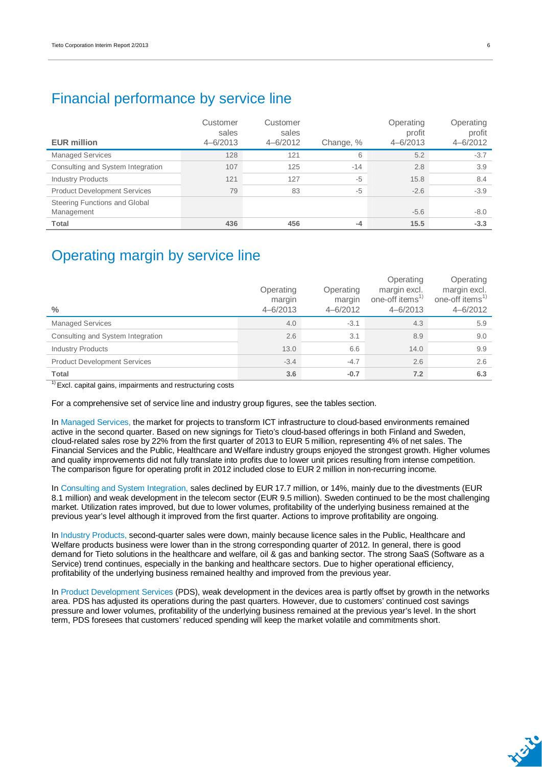## Financial performance by service line

| EUR million | Customer sales 4–6/2013 | Customer sales 4–6/2012 | Change, % | Operating profit 4–6/2013 | Operating profit 4–6/2012 |
|---|---|---|---|---|---|
| Managed Services | 128 | 121 | 6 | 5.2 | -3.7 |
| Consulting and System Integration | 107 | 125 | -14 | 2.8 | 3.9 |
| Industry Products | 121 | 127 | -5 | 15.8 | 8.4 |
| Product Development Services | 79 | 83 | -5 | -2.6 | -3.9 |
| Steering Functions and Global Management | | | | -5.6 | -8.0 |
| **Total** | **436** | **456** | **-4** | **15.5** | **-3.3** |

## Operating margin by service line

| % | Operating margin 4–6/2013 | Operating margin 4–6/2012 | Operating margin excl. one-off items[1] 4–6/2013 | Operating margin excl. one-off items[1] 4–6/2012 |
|---|---|---|---|---|
| Managed Services | 4.0 | -3.1 | 4.3 | 5.9 |
| Consulting and System Integration | 2.6 | 3.1 | 8.9 | 9.0 |
| Industry Products | 13.0 | 6.6 | 14.0 | 9.9 |
| Product Development Services | -3.4 | -4.7 | 2.6 | 2.6 |
| **Total** | **3.6** | **-0.7** | **7.2** | **6.3** |

[1] Excl. capital gains, impairments and restructuring costs

For a comprehensive set of service line and industry group figures, see the tables section.

In Managed Services, the market for projects to transform ICT infrastructure to cloud-based environments remained active in the second quarter. Based on new signings for Tieto's cloud-based offerings in both Finland and Sweden, cloud-related sales rose by 22% from the first quarter of 2013 to EUR 5 million, representing 4% of net sales. The Financial Services and the Public, Healthcare and Welfare industry groups enjoyed the strongest growth. Higher volumes and quality improvements did not fully translate into profits due to lower unit prices resulting from intense competition. The comparison figure for operating profit in 2012 included close to EUR 2 million in non-recurring income.

In Consulting and System Integration, sales declined by EUR 17.7 million, or 14%, mainly due to the divestments (EUR 8.1 million) and weak development in the telecom sector (EUR 9.5 million). Sweden continued to be the most challenging market. Utilization rates improved, but due to lower volumes, profitability of the underlying business remained at the previous year's level although it improved from the first quarter. Actions to improve profitability are ongoing.

In Industry Products, second-quarter sales were down, mainly because licence sales in the Public, Healthcare and Welfare products business were lower than in the strong corresponding quarter of 2012. In general, there is good demand for Tieto solutions in the healthcare and welfare, oil & gas and banking sector. The strong SaaS (Software as a Service) trend continues, especially in the banking and healthcare sectors. Due to higher operational efficiency, profitability of the underlying business remained healthy and improved from the previous year.

In Product Development Services (PDS), weak development in the devices area is partly offset by growth in the networks area. PDS has adjusted its operations during the past quarters. However, due to customers' continued cost savings pressure and lower volumes, profitability of the underlying business remained at the previous year's level. In the short term, PDS foresees that customers' reduced spending will keep the market volatile and commitments short.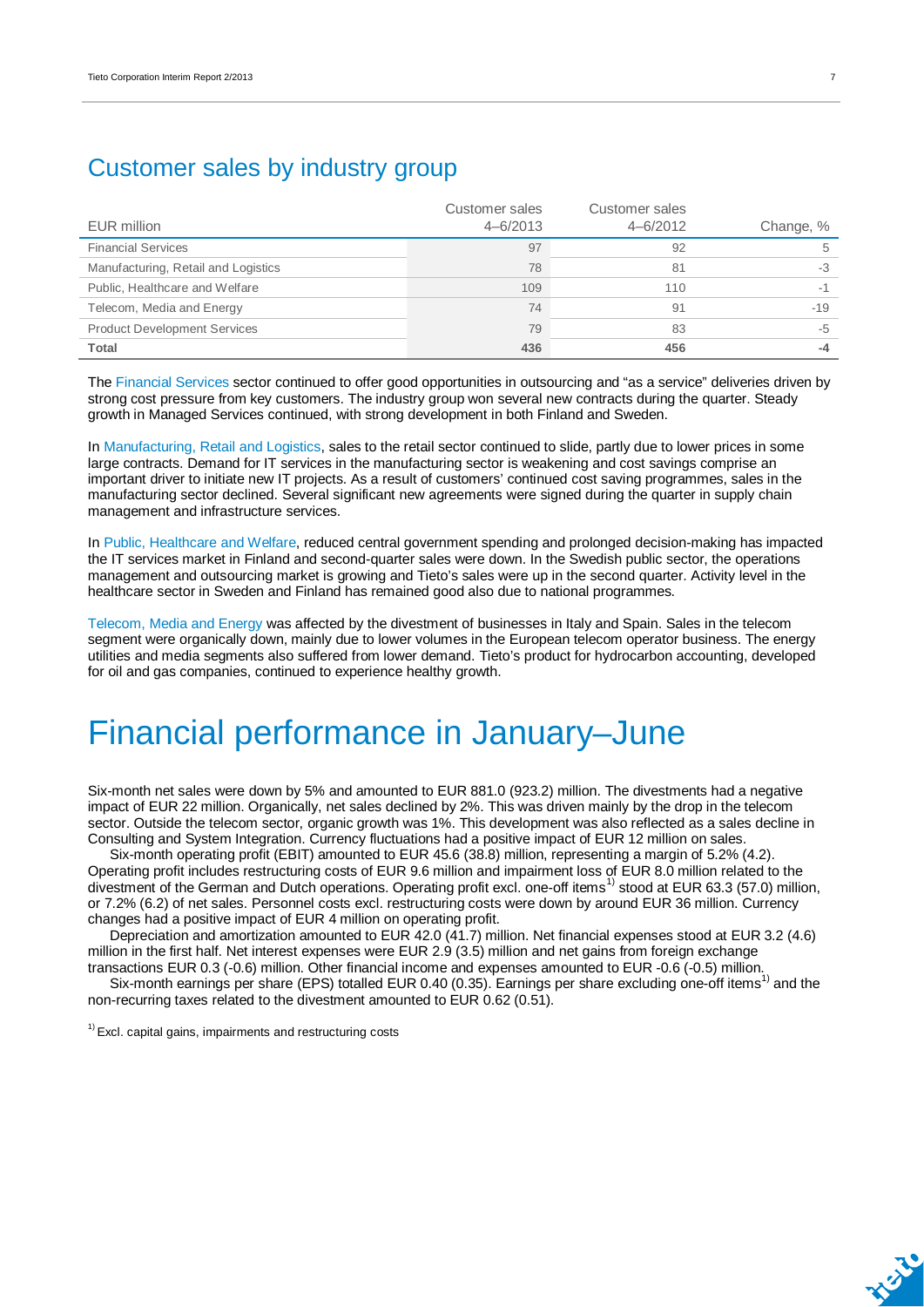## Customer sales by industry group

| EUR million | Customer sales 4–6/2013 | Customer sales 4–6/2012 | Change, % |
|---|---|---|---|
| Financial Services | 97 | 92 | 5 |
| Manufacturing, Retail and Logistics | 78 | 81 | -3 |
| Public, Healthcare and Welfare | 109 | 110 | -1 |
| Telecom, Media and Energy | 74 | 91 | -19 |
| Product Development Services | 79 | 83 | -5 |
| **Total** | **436** | **456** | **-4** |

The Financial Services sector continued to offer good opportunities in outsourcing and "as a service" deliveries driven by strong cost pressure from key customers. The industry group won several new contracts during the quarter. Steady growth in Managed Services continued, with strong development in both Finland and Sweden.

In Manufacturing, Retail and Logistics, sales to the retail sector continued to slide, partly due to lower prices in some large contracts. Demand for IT services in the manufacturing sector is weakening and cost savings comprise an important driver to initiate new IT projects. As a result of customers' continued cost saving programmes, sales in the manufacturing sector declined. Several significant new agreements were signed during the quarter in supply chain management and infrastructure services.

In Public, Healthcare and Welfare, reduced central government spending and prolonged decision-making has impacted the IT services market in Finland and second-quarter sales were down. In the Swedish public sector, the operations management and outsourcing market is growing and Tieto's sales were up in the second quarter. Activity level in the healthcare sector in Sweden and Finland has remained good also due to national programmes.

Telecom, Media and Energy was affected by the divestment of businesses in Italy and Spain. Sales in the telecom segment were organically down, mainly due to lower volumes in the European telecom operator business. The energy utilities and media segments also suffered from lower demand. Tieto's product for hydrocarbon accounting, developed for oil and gas companies, continued to experience healthy growth.

# Financial performance in January–June

Six-month net sales were down by 5% and amounted to EUR 881.0 (923.2) million. The divestments had a negative impact of EUR 22 million. Organically, net sales declined by 2%. This was driven mainly by the drop in the telecom sector. Outside the telecom sector, organic growth was 1%. This development was also reflected as a sales decline in Consulting and System Integration. Currency fluctuations had a positive impact of EUR 12 million on sales.

Six-month operating profit (EBIT) amounted to EUR 45.6 (38.8) million, representing a margin of 5.2% (4.2). Operating profit includes restructuring costs of EUR 9.6 million and impairment loss of EUR 8.0 million related to the divestment of the German and Dutch operations. Operating profit excl. one-off items[1] stood at EUR 63.3 (57.0) million, or 7.2% (6.2) of net sales. Personnel costs excl. restructuring costs were down by around EUR 36 million. Currency changes had a positive impact of EUR 4 million on operating profit.

Depreciation and amortization amounted to EUR 42.0 (41.7) million. Net financial expenses stood at EUR 3.2 (4.6) million in the first half. Net interest expenses were EUR 2.9 (3.5) million and net gains from foreign exchange transactions EUR 0.3 (-0.6) million. Other financial income and expenses amounted to EUR -0.6 (-0.5) million.

Six-month earnings per share (EPS) totalled EUR 0.40 (0.35). Earnings per share excluding one-off items[1] and the non-recurring taxes related to the divestment amounted to EUR 0.62 (0.51).

[1] Excl. capital gains, impairments and restructuring costs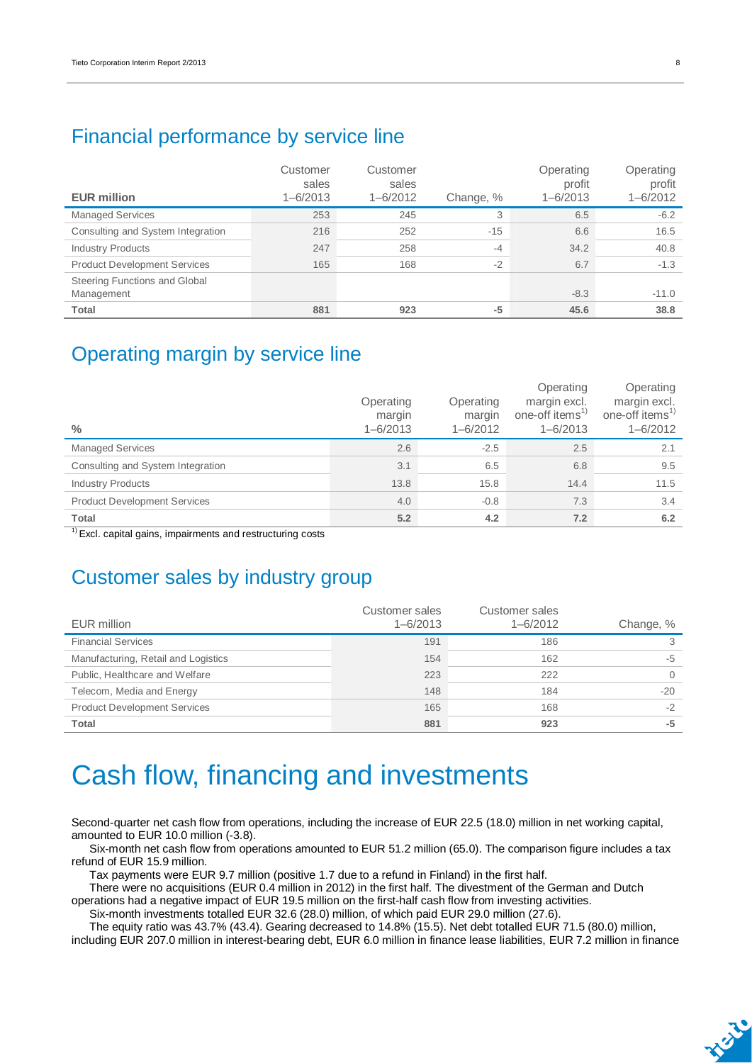## Financial performance by service line

| EUR million | Customer sales 1–6/2013 | Customer sales 1–6/2012 | Change, % | Operating profit 1–6/2013 | Operating profit 1–6/2012 |
|---|---|---|---|---|---|
| Managed Services | 253 | 245 | 3 | 6.5 | -6.2 |
| Consulting and System Integration | 216 | 252 | -15 | 6.6 | 16.5 |
| Industry Products | 247 | 258 | -4 | 34.2 | 40.8 |
| Product Development Services | 165 | 168 | -2 | 6.7 | -1.3 |
| Steering Functions and Global Management | | | | -8.3 | -11.0 |
| **Total** | **881** | **923** | **-5** | **45.6** | **38.8** |

## Operating margin by service line

| % | Operating margin 1–6/2013 | Operating margin 1–6/2012 | Operating margin excl. one-off items[1] 1–6/2013 | Operating margin excl. one-off items[1] 1–6/2012 |
|---|---|---|---|---|
| Managed Services | 2.6 | -2.5 | 2.5 | 2.1 |
| Consulting and System Integration | 3.1 | 6.5 | 6.8 | 9.5 |
| Industry Products | 13.8 | 15.8 | 14.4 | 11.5 |
| Product Development Services | 4.0 | -0.8 | 7.3 | 3.4 |
| **Total** | **5.2** | **4.2** | **7.2** | **6.2** |

[1] Excl. capital gains, impairments and restructuring costs

## Customer sales by industry group

| EUR million | Customer sales 1–6/2013 | Customer sales 1–6/2012 | Change, % |
|---|---|---|---|
| Financial Services | 191 | 186 | 3 |
| Manufacturing, Retail and Logistics | 154 | 162 | -5 |
| Public, Healthcare and Welfare | 223 | 222 | 0 |
| Telecom, Media and Energy | 148 | 184 | -20 |
| Product Development Services | 165 | 168 | -2 |
| **Total** | **881** | **923** | **-5** |

# Cash flow, financing and investments

Second-quarter net cash flow from operations, including the increase of EUR 22.5 (18.0) million in net working capital, amounted to EUR 10.0 million (-3.8).

Six-month net cash flow from operations amounted to EUR 51.2 million (65.0). The comparison figure includes a tax refund of EUR 15.9 million.

Tax payments were EUR 9.7 million (positive 1.7 due to a refund in Finland) in the first half.

There were no acquisitions (EUR 0.4 million in 2012) in the first half. The divestment of the German and Dutch operations had a negative impact of EUR 19.5 million on the first-half cash flow from investing activities.

Six-month investments totalled EUR 32.6 (28.0) million, of which paid EUR 29.0 million (27.6).

The equity ratio was 43.7% (43.4). Gearing decreased to 14.8% (15.5). Net debt totalled EUR 71.5 (80.0) million, including EUR 207.0 million in interest-bearing debt, EUR 6.0 million in finance lease liabilities, EUR 7.2 million in finance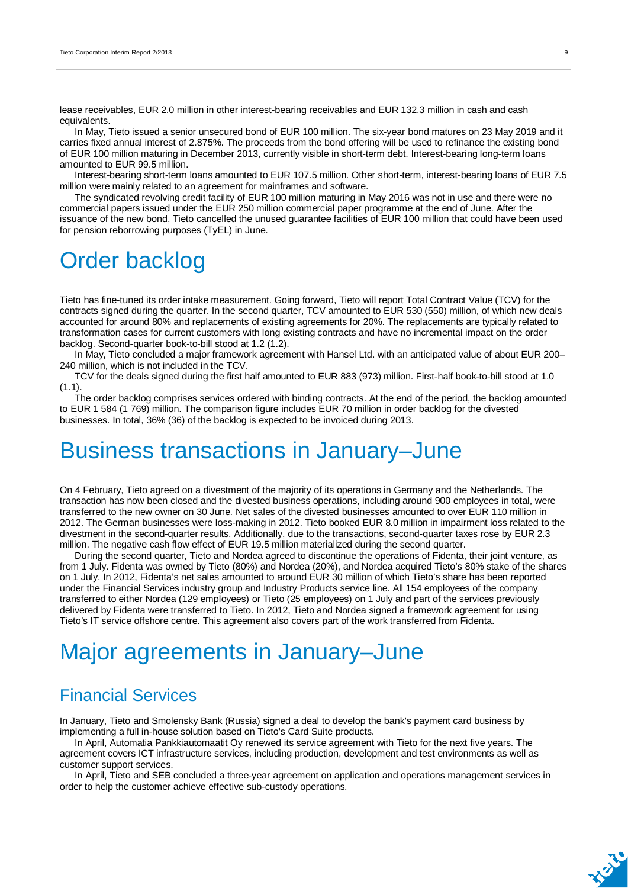lease receivables, EUR 2.0 million in other interest-bearing receivables and EUR 132.3 million in cash and cash equivalents.

In May, Tieto issued a senior unsecured bond of EUR 100 million. The six-year bond matures on 23 May 2019 and it carries fixed annual interest of 2.875%. The proceeds from the bond offering will be used to refinance the existing bond of EUR 100 million maturing in December 2013, currently visible in short-term debt. Interest-bearing long-term loans amounted to EUR 99.5 million.

Interest-bearing short-term loans amounted to EUR 107.5 million. Other short-term, interest-bearing loans of EUR 7.5 million were mainly related to an agreement for mainframes and software.

The syndicated revolving credit facility of EUR 100 million maturing in May 2016 was not in use and there were no commercial papers issued under the EUR 250 million commercial paper programme at the end of June. After the issuance of the new bond, Tieto cancelled the unused guarantee facilities of EUR 100 million that could have been used for pension reborrowing purposes (TyEL) in June.

# Order backlog

Tieto has fine-tuned its order intake measurement. Going forward, Tieto will report Total Contract Value (TCV) for the contracts signed during the quarter. In the second quarter, TCV amounted to EUR 530 (550) million, of which new deals accounted for around 80% and replacements of existing agreements for 20%. The replacements are typically related to transformation cases for current customers with long existing contracts and have no incremental impact on the order backlog. Second-quarter book-to-bill stood at 1.2 (1.2).

In May, Tieto concluded a major framework agreement with Hansel Ltd. with an anticipated value of about EUR 200–240 million, which is not included in the TCV.

TCV for the deals signed during the first half amounted to EUR 883 (973) million. First-half book-to-bill stood at 1.0 (1.1).

The order backlog comprises services ordered with binding contracts. At the end of the period, the backlog amounted to EUR 1 584 (1 769) million. The comparison figure includes EUR 70 million in order backlog for the divested businesses. In total, 36% (36) of the backlog is expected to be invoiced during 2013.

# Business transactions in January–June

On 4 February, Tieto agreed on a divestment of the majority of its operations in Germany and the Netherlands. The transaction has now been closed and the divested business operations, including around 900 employees in total, were transferred to the new owner on 30 June. Net sales of the divested businesses amounted to over EUR 110 million in 2012. The German businesses were loss-making in 2012. Tieto booked EUR 8.0 million in impairment loss related to the divestment in the second-quarter results. Additionally, due to the transactions, second-quarter taxes rose by EUR 2.3 million. The negative cash flow effect of EUR 19.5 million materialized during the second quarter.

During the second quarter, Tieto and Nordea agreed to discontinue the operations of Fidenta, their joint venture, as from 1 July. Fidenta was owned by Tieto (80%) and Nordea (20%), and Nordea acquired Tieto's 80% stake of the shares on 1 July. In 2012, Fidenta's net sales amounted to around EUR 30 million of which Tieto's share has been reported under the Financial Services industry group and Industry Products service line. All 154 employees of the company transferred to either Nordea (129 employees) or Tieto (25 employees) on 1 July and part of the services previously delivered by Fidenta were transferred to Tieto. In 2012, Tieto and Nordea signed a framework agreement for using Tieto's IT service offshore centre. This agreement also covers part of the work transferred from Fidenta.

# Major agreements in January–June

## Financial Services

In January, Tieto and Smolensky Bank (Russia) signed a deal to develop the bank's payment card business by implementing a full in-house solution based on Tieto's Card Suite products.

In April, Automatia Pankkiautomaatit Oy renewed its service agreement with Tieto for the next five years. The agreement covers ICT infrastructure services, including production, development and test environments as well as customer support services.

In April, Tieto and SEB concluded a three-year agreement on application and operations management services in order to help the customer achieve effective sub-custody operations.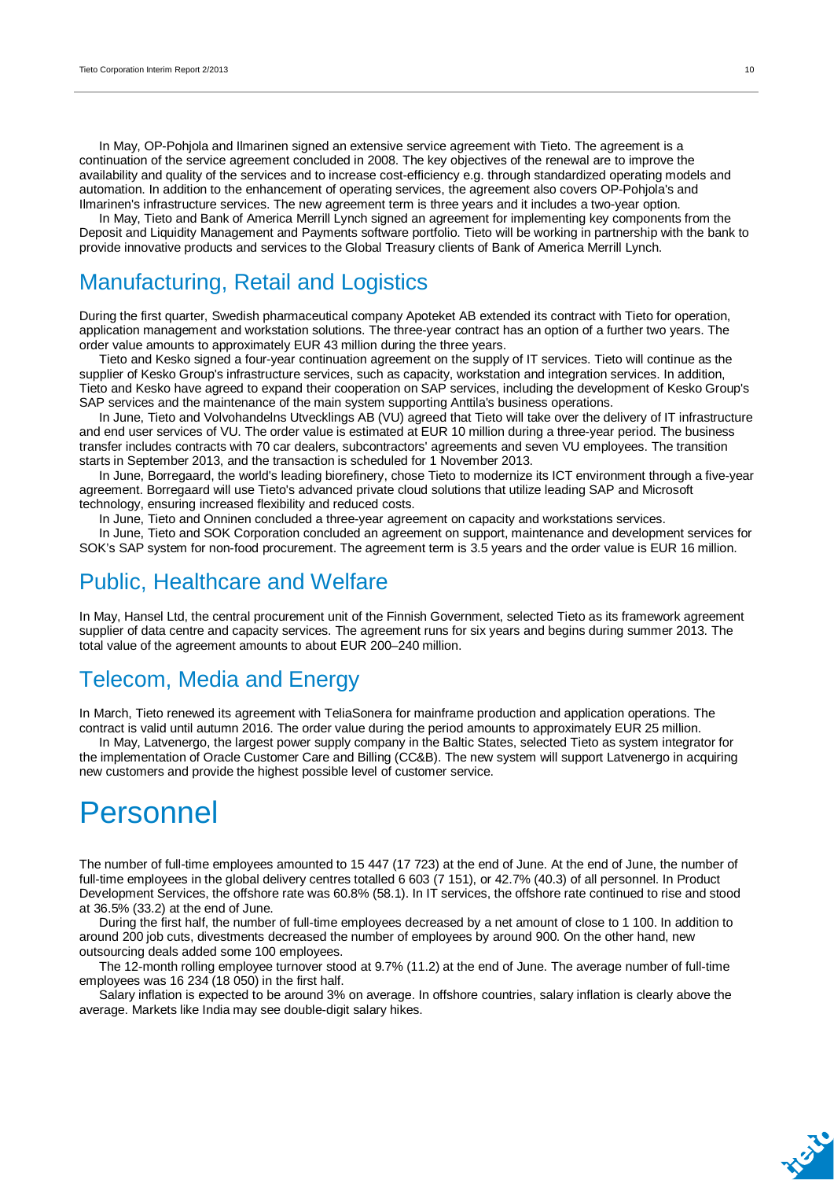In May, OP-Pohjola and Ilmarinen signed an extensive service agreement with Tieto. The agreement is a continuation of the service agreement concluded in 2008. The key objectives of the renewal are to improve the availability and quality of the services and to increase cost-efficiency e.g. through standardized operating models and automation. In addition to the enhancement of operating services, the agreement also covers OP-Pohjola's and Ilmarinen's infrastructure services. The new agreement term is three years and it includes a two-year option.

In May, Tieto and Bank of America Merrill Lynch signed an agreement for implementing key components from the Deposit and Liquidity Management and Payments software portfolio. Tieto will be working in partnership with the bank to provide innovative products and services to the Global Treasury clients of Bank of America Merrill Lynch.

## Manufacturing, Retail and Logistics

During the first quarter, Swedish pharmaceutical company Apoteket AB extended its contract with Tieto for operation, application management and workstation solutions. The three-year contract has an option of a further two years. The order value amounts to approximately EUR 43 million during the three years.

Tieto and Kesko signed a four-year continuation agreement on the supply of IT services. Tieto will continue as the supplier of Kesko Group's infrastructure services, such as capacity, workstation and integration services. In addition, Tieto and Kesko have agreed to expand their cooperation on SAP services, including the development of Kesko Group's SAP services and the maintenance of the main system supporting Anttila's business operations.

In June, Tieto and Volvohandelns Utvecklings AB (VU) agreed that Tieto will take over the delivery of IT infrastructure and end user services of VU. The order value is estimated at EUR 10 million during a three-year period. The business transfer includes contracts with 70 car dealers, subcontractors' agreements and seven VU employees. The transition starts in September 2013, and the transaction is scheduled for 1 November 2013.

In June, Borregaard, the world's leading biorefinery, chose Tieto to modernize its ICT environment through a five-year agreement. Borregaard will use Tieto's advanced private cloud solutions that utilize leading SAP and Microsoft technology, ensuring increased flexibility and reduced costs.

In June, Tieto and Onninen concluded a three-year agreement on capacity and workstations services.

In June, Tieto and SOK Corporation concluded an agreement on support, maintenance and development services for SOK's SAP system for non-food procurement. The agreement term is 3.5 years and the order value is EUR 16 million.

## Public, Healthcare and Welfare

In May, Hansel Ltd, the central procurement unit of the Finnish Government, selected Tieto as its framework agreement supplier of data centre and capacity services. The agreement runs for six years and begins during summer 2013. The total value of the agreement amounts to about EUR 200–240 million.

## Telecom, Media and Energy

In March, Tieto renewed its agreement with TeliaSonera for mainframe production and application operations. The contract is valid until autumn 2016. The order value during the period amounts to approximately EUR 25 million.

In May, Latvenergo, the largest power supply company in the Baltic States, selected Tieto as system integrator for the implementation of Oracle Customer Care and Billing (CC&B). The new system will support Latvenergo in acquiring new customers and provide the highest possible level of customer service.

# Personnel

The number of full-time employees amounted to 15 447 (17 723) at the end of June. At the end of June, the number of full-time employees in the global delivery centres totalled 6 603 (7 151), or 42.7% (40.3) of all personnel. In Product Development Services, the offshore rate was 60.8% (58.1). In IT services, the offshore rate continued to rise and stood at 36.5% (33.2) at the end of June.

During the first half, the number of full-time employees decreased by a net amount of close to 1 100. In addition to around 200 job cuts, divestments decreased the number of employees by around 900. On the other hand, new outsourcing deals added some 100 employees.

The 12-month rolling employee turnover stood at 9.7% (11.2) at the end of June. The average number of full-time employees was 16 234 (18 050) in the first half.

Salary inflation is expected to be around 3% on average. In offshore countries, salary inflation is clearly above the average. Markets like India may see double-digit salary hikes.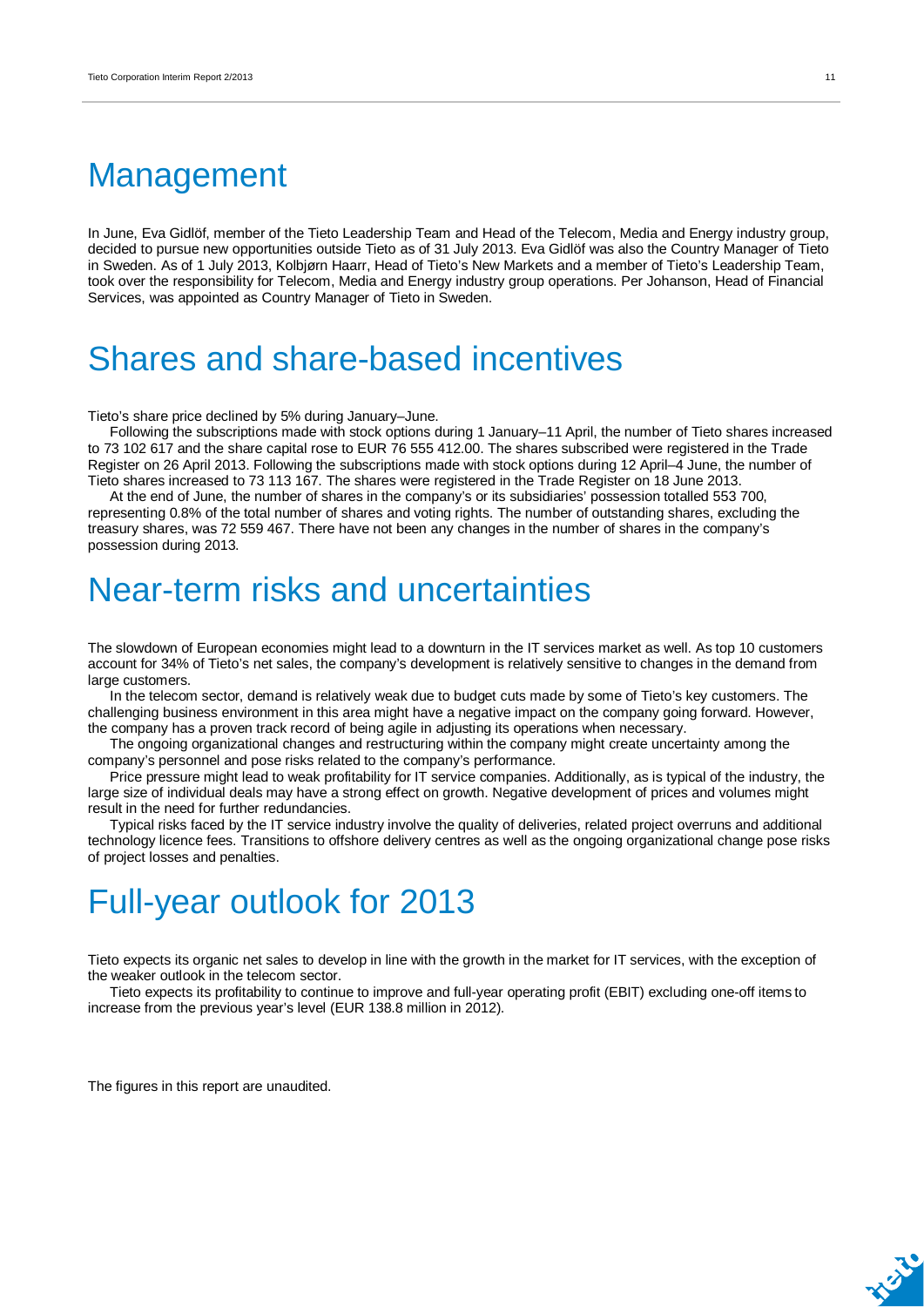# Management

In June, Eva Gidlöf, member of the Tieto Leadership Team and Head of the Telecom, Media and Energy industry group, decided to pursue new opportunities outside Tieto as of 31 July 2013. Eva Gidlöf was also the Country Manager of Tieto in Sweden. As of 1 July 2013, Kolbjørn Haarr, Head of Tieto's New Markets and a member of Tieto's Leadership Team, took over the responsibility for Telecom, Media and Energy industry group operations. Per Johanson, Head of Financial Services, was appointed as Country Manager of Tieto in Sweden.

# Shares and share-based incentives

Tieto's share price declined by 5% during January–June.

Following the subscriptions made with stock options during 1 January–11 April, the number of Tieto shares increased to 73 102 617 and the share capital rose to EUR 76 555 412.00. The shares subscribed were registered in the Trade Register on 26 April 2013. Following the subscriptions made with stock options during 12 April–4 June, the number of Tieto shares increased to 73 113 167. The shares were registered in the Trade Register on 18 June 2013.

At the end of June, the number of shares in the company's or its subsidiaries' possession totalled 553 700, representing 0.8% of the total number of shares and voting rights. The number of outstanding shares, excluding the treasury shares, was 72 559 467. There have not been any changes in the number of shares in the company's possession during 2013.

# Near-term risks and uncertainties

The slowdown of European economies might lead to a downturn in the IT services market as well. As top 10 customers account for 34% of Tieto's net sales, the company's development is relatively sensitive to changes in the demand from large customers.

In the telecom sector, demand is relatively weak due to budget cuts made by some of Tieto's key customers. The challenging business environment in this area might have a negative impact on the company going forward. However, the company has a proven track record of being agile in adjusting its operations when necessary.

The ongoing organizational changes and restructuring within the company might create uncertainty among the company's personnel and pose risks related to the company's performance.

Price pressure might lead to weak profitability for IT service companies. Additionally, as is typical of the industry, the large size of individual deals may have a strong effect on growth. Negative development of prices and volumes might result in the need for further redundancies.

Typical risks faced by the IT service industry involve the quality of deliveries, related project overruns and additional technology licence fees. Transitions to offshore delivery centres as well as the ongoing organizational change pose risks of project losses and penalties.

# Full-year outlook for 2013

Tieto expects its organic net sales to develop in line with the growth in the market for IT services, with the exception of the weaker outlook in the telecom sector.

Tieto expects its profitability to continue to improve and full-year operating profit (EBIT) excluding one-off items to increase from the previous year's level (EUR 138.8 million in 2012).

The figures in this report are unaudited.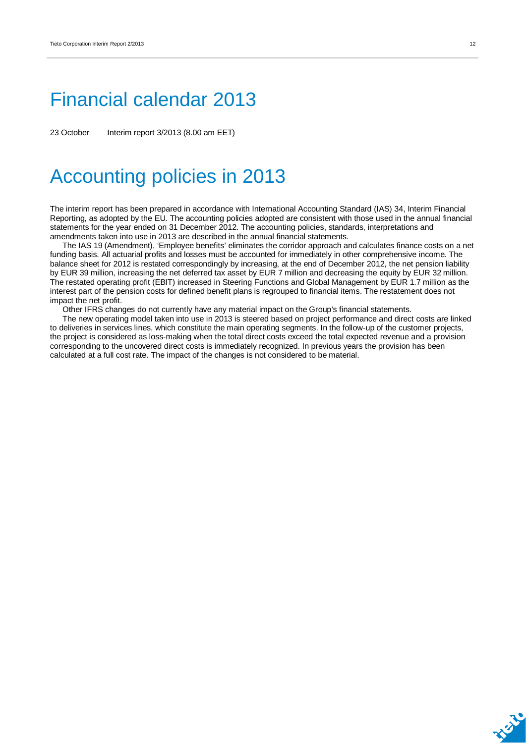# Financial calendar 2013

23 October Interim report 3/2013 (8.00 am EET)

# Accounting policies in 2013

The interim report has been prepared in accordance with International Accounting Standard (IAS) 34, Interim Financial Reporting, as adopted by the EU. The accounting policies adopted are consistent with those used in the annual financial statements for the year ended on 31 December 2012. The accounting policies, standards, interpretations and amendments taken into use in 2013 are described in the annual financial statements.

The IAS 19 (Amendment), 'Employee benefits' eliminates the corridor approach and calculates finance costs on a net funding basis. All actuarial profits and losses must be accounted for immediately in other comprehensive income. The balance sheet for 2012 is restated correspondingly by increasing, at the end of December 2012, the net pension liability by EUR 39 million, increasing the net deferred tax asset by EUR 7 million and decreasing the equity by EUR 32 million. The restated operating profit (EBIT) increased in Steering Functions and Global Management by EUR 1.7 million as the interest part of the pension costs for defined benefit plans is regrouped to financial items. The restatement does not impact the net profit.

Other IFRS changes do not currently have any material impact on the Group's financial statements.

The new operating model taken into use in 2013 is steered based on project performance and direct costs are linked to deliveries in services lines, which constitute the main operating segments. In the follow-up of the customer projects, the project is considered as loss-making when the total direct costs exceed the total expected revenue and a provision corresponding to the uncovered direct costs is immediately recognized. In previous years the provision has been calculated at a full cost rate. The impact of the changes is not considered to be material.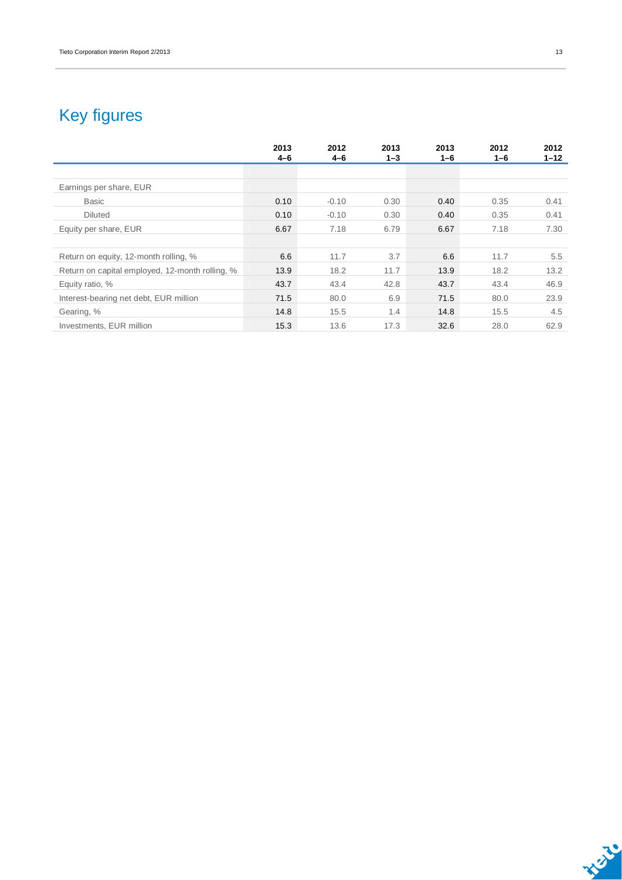# Key figures

| | 2013 4–6 | 2012 4–6 | 2013 1–3 | 2013 1–6 | 2012 1–6 | 2012 1–12 |
|---|---|---|---|---|---|---|
| Earnings per share, EUR | | | | | | |
| Basic | 0.10 | -0.10 | 0.30 | 0.40 | 0.35 | 0.41 |
| Diluted | 0.10 | -0.10 | 0.30 | 0.40 | 0.35 | 0.41 |
| Equity per share, EUR | 6.67 | 7.18 | 6.79 | 6.67 | 7.18 | 7.30 |
| | | | | | | |
| Return on equity, 12-month rolling, % | 6.6 | 11.7 | 3.7 | 6.6 | 11.7 | 5.5 |
| Return on capital employed, 12-month rolling, % | 13.9 | 18.2 | 11.7 | 13.9 | 18.2 | 13.2 |
| Equity ratio, % | 43.7 | 43.4 | 42.8 | 43.7 | 43.4 | 46.9 |
| Interest-bearing net debt, EUR million | 71.5 | 80.0 | 6.9 | 71.5 | 80.0 | 23.9 |
| Gearing, % | 14.8 | 15.5 | 1.4 | 14.8 | 15.5 | 4.5 |
| Investments, EUR million | 15.3 | 13.6 | 17.3 | 32.6 | 28.0 | 62.9 |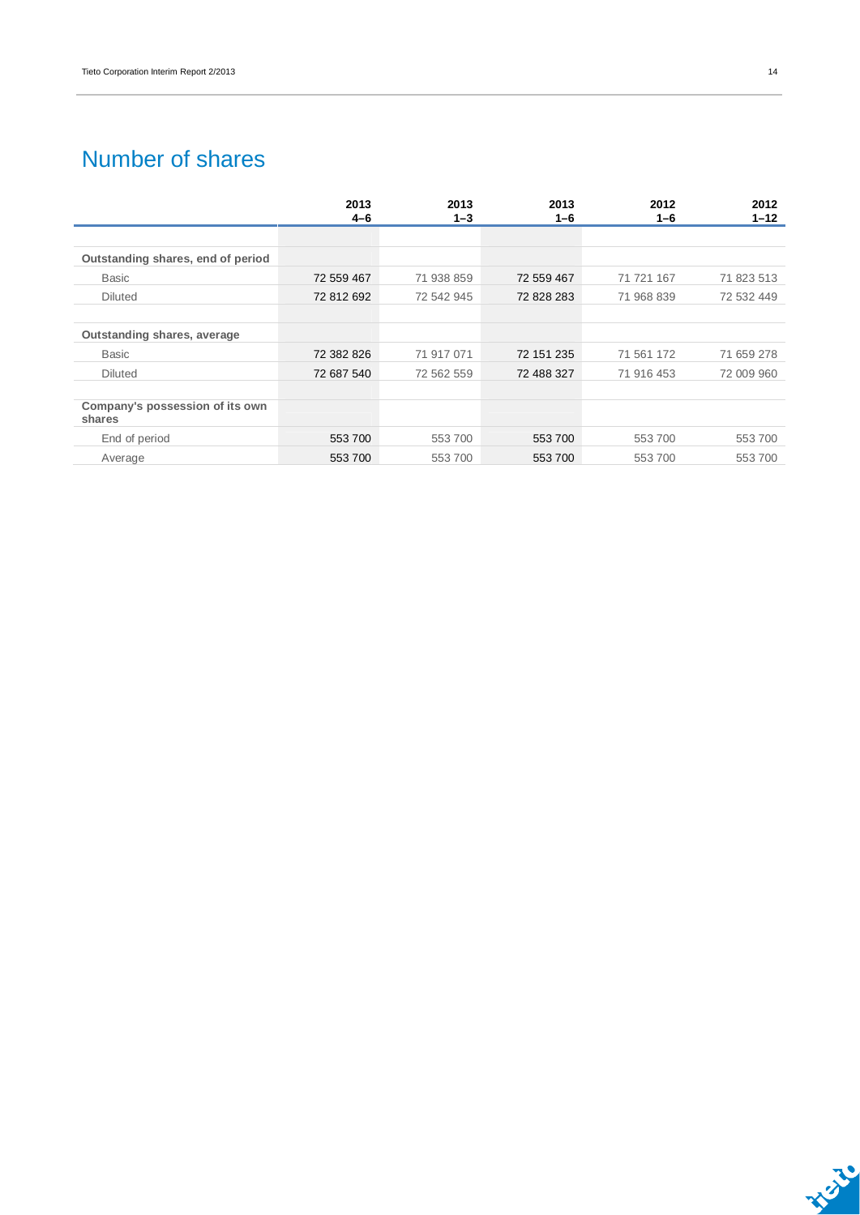# Number of shares

| | 2013 4–6 | 2013 1–3 | 2013 1–6 | 2012 1–6 | 2012 1–12 |
|---|---|---|---|---|---|
| **Outstanding shares, end of period** | | | | | |
| Basic | 72 559 467 | 71 938 859 | 72 559 467 | 71 721 167 | 71 823 513 |
| Diluted | 72 812 692 | 72 542 945 | 72 828 283 | 71 968 839 | 72 532 449 |
| **Outstanding shares, average** | | | | | |
| Basic | 72 382 826 | 71 917 071 | 72 151 235 | 71 561 172 | 71 659 278 |
| Diluted | 72 687 540 | 72 562 559 | 72 488 327 | 71 916 453 | 72 009 960 |
| **Company's possession of its own shares** | | | | | |
| End of period | 553 700 | 553 700 | 553 700 | 553 700 | 553 700 |
| Average | 553 700 | 553 700 | 553 700 | 553 700 | 553 700 |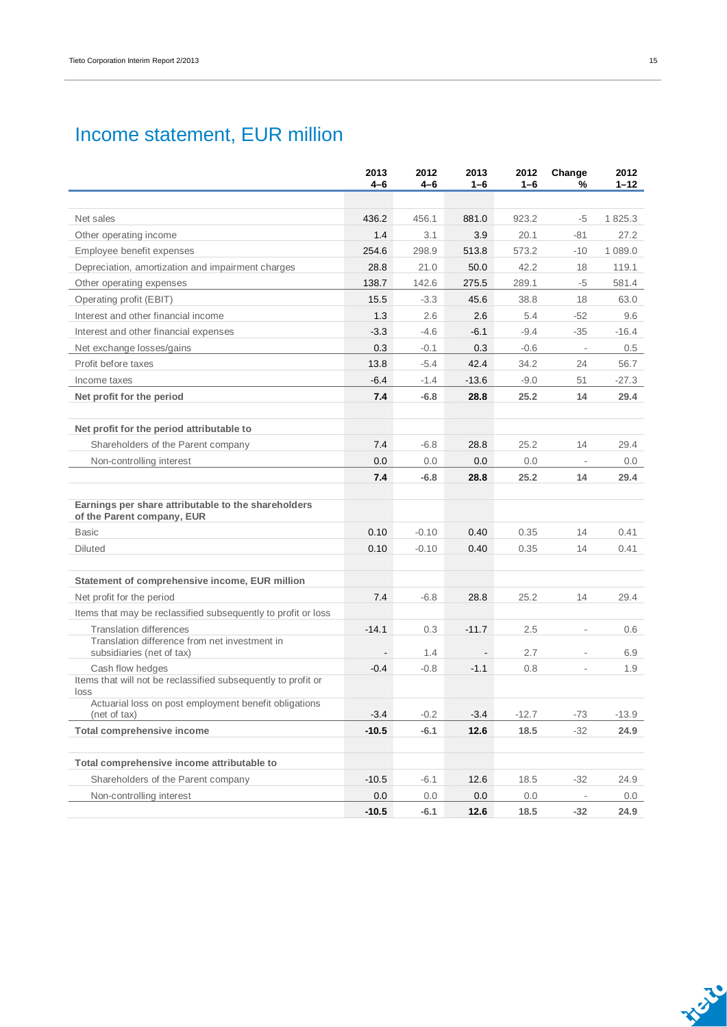# Income statement, EUR million

| | 2013 4–6 | 2012 4–6 | 2013 1–6 | 2012 1–6 | Change % | 2012 1–12 |
|---|---|---|---|---|---|---|
| Net sales | 436.2 | 456.1 | 881.0 | 923.2 | -5 | 1 825.3 |
| Other operating income | 1.4 | 3.1 | 3.9 | 20.1 | -81 | 27.2 |
| Employee benefit expenses | 254.6 | 298.9 | 513.8 | 573.2 | -10 | 1 089.0 |
| Depreciation, amortization and impairment charges | 28.8 | 21.0 | 50.0 | 42.2 | 18 | 119.1 |
| Other operating expenses | 138.7 | 142.6 | 275.5 | 289.1 | -5 | 581.4 |
| Operating profit (EBIT) | 15.5 | -3.3 | 45.6 | 38.8 | 18 | 63.0 |
| Interest and other financial income | 1.3 | 2.6 | 2.6 | 5.4 | -52 | 9.6 |
| Interest and other financial expenses | -3.3 | -4.6 | -6.1 | -9.4 | -35 | -16.4 |
| Net exchange losses/gains | 0.3 | -0.1 | 0.3 | -0.6 | - | 0.5 |
| Profit before taxes | 13.8 | -5.4 | 42.4 | 34.2 | 24 | 56.7 |
| Income taxes | -6.4 | -1.4 | -13.6 | -9.0 | 51 | -27.3 |
| **Net profit for the period** | **7.4** | **-6.8** | **28.8** | **25.2** | **14** | **29.4** |
| | | | | | | |
| **Net profit for the period attributable to** | | | | | | |
| Shareholders of the Parent company | 7.4 | -6.8 | 28.8 | 25.2 | 14 | 29.4 |
| Non-controlling interest | 0.0 | 0.0 | 0.0 | 0.0 | - | 0.0 |
| | **7.4** | **-6.8** | **28.8** | **25.2** | **14** | **29.4** |
| | | | | | | |
| **Earnings per share attributable to the shareholders of the Parent company, EUR** | | | | | | |
| Basic | 0.10 | -0.10 | 0.40 | 0.35 | 14 | 0.41 |
| Diluted | 0.10 | -0.10 | 0.40 | 0.35 | 14 | 0.41 |
| | | | | | | |
| **Statement of comprehensive income, EUR million** | | | | | | |
| Net profit for the period | 7.4 | -6.8 | 28.8 | 25.2 | 14 | 29.4 |
| Items that may be reclassified subsequently to profit or loss | | | | | | |
| Translation differences | -14.1 | 0.3 | -11.7 | 2.5 | - | 0.6 |
| Translation difference from net investment in subsidiaries (net of tax) | - | 1.4 | - | 2.7 | - | 6.9 |
| Cash flow hedges | -0.4 | -0.8 | -1.1 | 0.8 | - | 1.9 |
| Items that will not be reclassified subsequently to profit or loss | | | | | | |
| Actuarial loss on post employment benefit obligations (net of tax) | -3.4 | -0.2 | -3.4 | -12.7 | -73 | -13.9 |
| **Total comprehensive income** | **-10.5** | **-6.1** | **12.6** | **18.5** | **-32** | **24.9** |
| | | | | | | |
| **Total comprehensive income attributable to** | | | | | | |
| Shareholders of the Parent company | -10.5 | -6.1 | 12.6 | 18.5 | -32 | 24.9 |
| Non-controlling interest | 0.0 | 0.0 | 0.0 | 0.0 | - | 0.0 |
| | **-10.5** | **-6.1** | **12.6** | **18.5** | **-32** | **24.9** |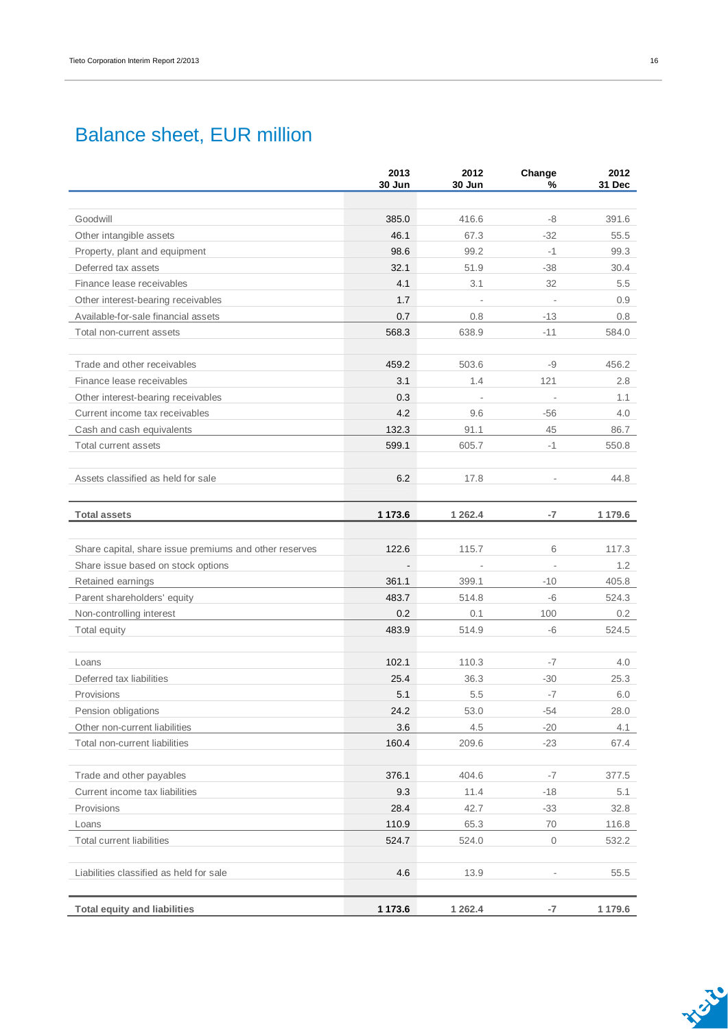# Balance sheet, EUR million

| | 2013 30 Jun | 2012 30 Jun | Change % | 2012 31 Dec |
|---|---|---|---|---|
| Goodwill | 385.0 | 416.6 | -8 | 391.6 |
| Other intangible assets | 46.1 | 67.3 | -32 | 55.5 |
| Property, plant and equipment | 98.6 | 99.2 | -1 | 99.3 |
| Deferred tax assets | 32.1 | 51.9 | -38 | 30.4 |
| Finance lease receivables | 4.1 | 3.1 | 32 | 5.5 |
| Other interest-bearing receivables | 1.7 | - | - | 0.9 |
| Available-for-sale financial assets | 0.7 | 0.8 | -13 | 0.8 |
| Total non-current assets | 568.3 | 638.9 | -11 | 584.0 |
| | | | | |
| Trade and other receivables | 459.2 | 503.6 | -9 | 456.2 |
| Finance lease receivables | 3.1 | 1.4 | 121 | 2.8 |
| Other interest-bearing receivables | 0.3 | - | - | 1.1 |
| Current income tax receivables | 4.2 | 9.6 | -56 | 4.0 |
| Cash and cash equivalents | 132.3 | 91.1 | 45 | 86.7 |
| Total current assets | 599.1 | 605.7 | -1 | 550.8 |
| | | | | |
| Assets classified as held for sale | 6.2 | 17.8 | - | 44.8 |
| | | | | |
| **Total assets** | **1 173.6** | **1 262.4** | **-7** | **1 179.6** |
| | | | | |
| Share capital, share issue premiums and other reserves | 122.6 | 115.7 | 6 | 117.3 |
| Share issue based on stock options | - | - | - | 1.2 |
| Retained earnings | 361.1 | 399.1 | -10 | 405.8 |
| Parent shareholders' equity | 483.7 | 514.8 | -6 | 524.3 |
| Non-controlling interest | 0.2 | 0.1 | 100 | 0.2 |
| Total equity | 483.9 | 514.9 | -6 | 524.5 |
| | | | | |
| Loans | 102.1 | 110.3 | -7 | 4.0 |
| Deferred tax liabilities | 25.4 | 36.3 | -30 | 25.3 |
| Provisions | 5.1 | 5.5 | -7 | 6.0 |
| Pension obligations | 24.2 | 53.0 | -54 | 28.0 |
| Other non-current liabilities | 3.6 | 4.5 | -20 | 4.1 |
| Total non-current liabilities | 160.4 | 209.6 | -23 | 67.4 |
| | | | | |
| Trade and other payables | 376.1 | 404.6 | -7 | 377.5 |
| Current income tax liabilities | 9.3 | 11.4 | -18 | 5.1 |
| Provisions | 28.4 | 42.7 | -33 | 32.8 |
| Loans | 110.9 | 65.3 | 70 | 116.8 |
| Total current liabilities | 524.7 | 524.0 | 0 | 532.2 |
| | | | | |
| Liabilities classified as held for sale | 4.6 | 13.9 | - | 55.5 |
| | | | | |
| **Total equity and liabilities** | **1 173.6** | **1 262.4** | **-7** | **1 179.6** |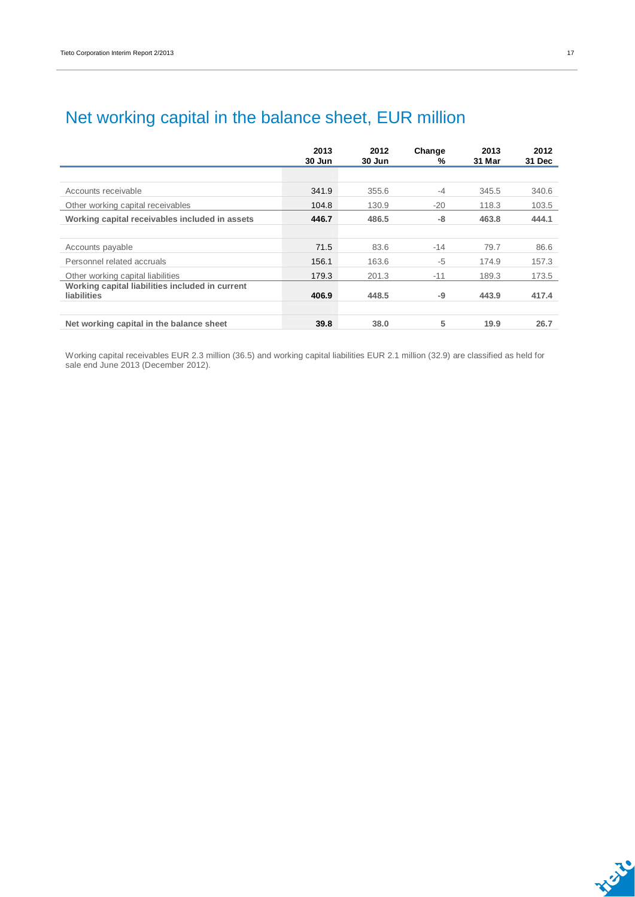# Net working capital in the balance sheet, EUR million

| | 2013 30 Jun | 2012 30 Jun | Change % | 2013 31 Mar | 2012 31 Dec |
|---|---|---|---|---|---|
| Accounts receivable | 341.9 | 355.6 | -4 | 345.5 | 340.6 |
| Other working capital receivables | 104.8 | 130.9 | -20 | 118.3 | 103.5 |
| **Working capital receivables included in assets** | **446.7** | **486.5** | **-8** | **463.8** | **444.1** |
| Accounts payable | 71.5 | 83.6 | -14 | 79.7 | 86.6 |
| Personnel related accruals | 156.1 | 163.6 | -5 | 174.9 | 157.3 |
| Other working capital liabilities | 179.3 | 201.3 | -11 | 189.3 | 173.5 |
| **Working capital liabilities included in current liabilities** | **406.9** | **448.5** | **-9** | **443.9** | **417.4** |
| **Net working capital in the balance sheet** | **39.8** | **38.0** | **5** | **19.9** | **26.7** |

Working capital receivables EUR 2.3 million (36.5) and working capital liabilities EUR 2.1 million (32.9) are classified as held for sale end June 2013 (December 2012).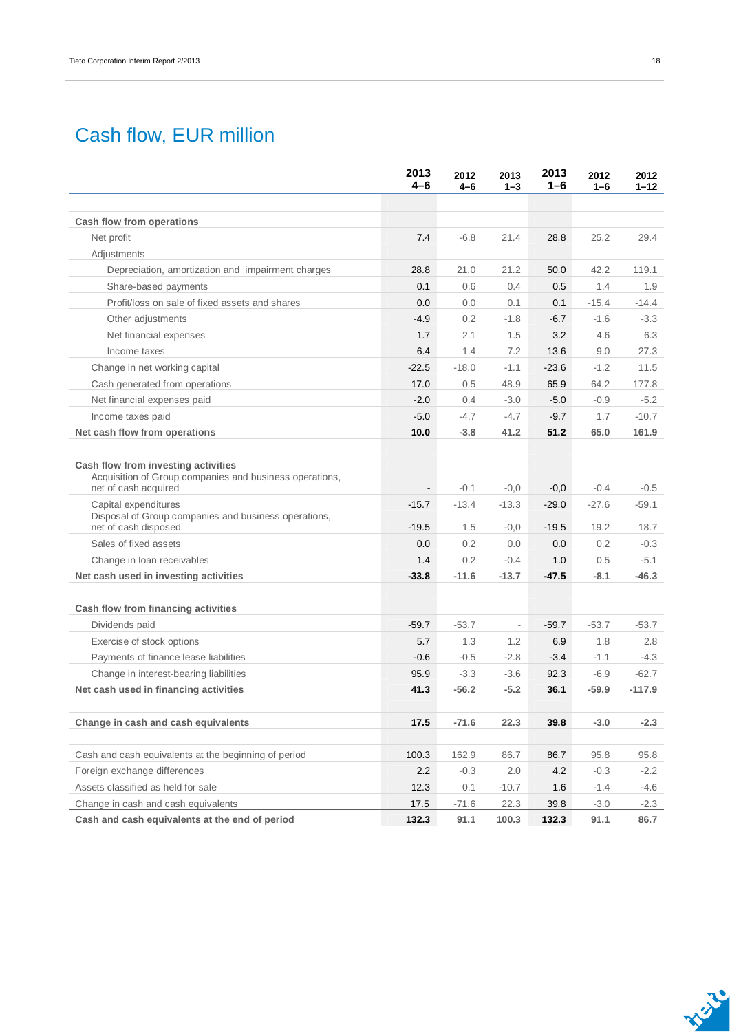# Cash flow, EUR million

| | 2013 4–6 | 2012 4–6 | 2013 1–3 | 2013 1–6 | 2012 1–6 | 2012 1–12 |
|---|---|---|---|---|---|---|
| **Cash flow from operations** | | | | | | |
| Net profit | 7.4 | -6.8 | 21.4 | 28.8 | 25.2 | 29.4 |
| Adjustments | | | | | | |
| Depreciation, amortization and impairment charges | 28.8 | 21.0 | 21.2 | 50.0 | 42.2 | 119.1 |
| Share-based payments | 0.1 | 0.6 | 0.4 | 0.5 | 1.4 | 1.9 |
| Profit/loss on sale of fixed assets and shares | 0.0 | 0.0 | 0.1 | 0.1 | -15.4 | -14.4 |
| Other adjustments | -4.9 | 0.2 | -1.8 | -6.7 | -1.6 | -3.3 |
| Net financial expenses | 1.7 | 2.1 | 1.5 | 3.2 | 4.6 | 6.3 |
| Income taxes | 6.4 | 1.4 | 7.2 | 13.6 | 9.0 | 27.3 |
| Change in net working capital | -22.5 | -18.0 | -1.1 | -23.6 | -1.2 | 11.5 |
| Cash generated from operations | 17.0 | 0.5 | 48.9 | 65.9 | 64.2 | 177.8 |
| Net financial expenses paid | -2.0 | 0.4 | -3.0 | -5.0 | -0.9 | -5.2 |
| Income taxes paid | -5.0 | -4.7 | -4.7 | -9.7 | 1.7 | -10.7 |
| **Net cash flow from operations** | **10.0** | **-3.8** | **41.2** | **51.2** | **65.0** | **161.9** |
| | | | | | | |
| **Cash flow from investing activities** | | | | | | |
| Acquisition of Group companies and business operations, net of cash acquired | - | -0.1 | -0,0 | -0,0 | -0.4 | -0.5 |
| Capital expenditures | -15.7 | -13.4 | -13.3 | -29.0 | -27.6 | -59.1 |
| Disposal of Group companies and business operations, net of cash disposed | -19.5 | 1.5 | -0,0 | -19.5 | 19.2 | 18.7 |
| Sales of fixed assets | 0.0 | 0.2 | 0.0 | 0.0 | 0.2 | -0.3 |
| Change in loan receivables | 1.4 | 0.2 | -0.4 | 1.0 | 0.5 | -5.1 |
| **Net cash used in investing activities** | **-33.8** | **-11.6** | **-13.7** | **-47.5** | **-8.1** | **-46.3** |
| | | | | | | |
| **Cash flow from financing activities** | | | | | | |
| Dividends paid | -59.7 | -53.7 | - | -59.7 | -53.7 | -53.7 |
| Exercise of stock options | 5.7 | 1.3 | 1.2 | 6.9 | 1.8 | 2.8 |
| Payments of finance lease liabilities | -0.6 | -0.5 | -2.8 | -3.4 | -1.1 | -4.3 |
| Change in interest-bearing liabilities | 95.9 | -3.3 | -3.6 | 92.3 | -6.9 | -62.7 |
| **Net cash used in financing activities** | **41.3** | **-56.2** | **-5.2** | **36.1** | **-59.9** | **-117.9** |
| | | | | | | |
| **Change in cash and cash equivalents** | **17.5** | **-71.6** | **22.3** | **39.8** | **-3.0** | **-2.3** |
| | | | | | | |
| Cash and cash equivalents at the beginning of period | 100.3 | 162.9 | 86.7 | 86.7 | 95.8 | 95.8 |
| Foreign exchange differences | 2.2 | -0.3 | 2.0 | 4.2 | -0.3 | -2.2 |
| Assets classified as held for sale | 12.3 | 0.1 | -10.7 | 1.6 | -1.4 | -4.6 |
| Change in cash and cash equivalents | 17.5 | -71.6 | 22.3 | 39.8 | -3.0 | -2.3 |
| **Cash and cash equivalents at the end of period** | **132.3** | **91.1** | **100.3** | **132.3** | **91.1** | **86.7** |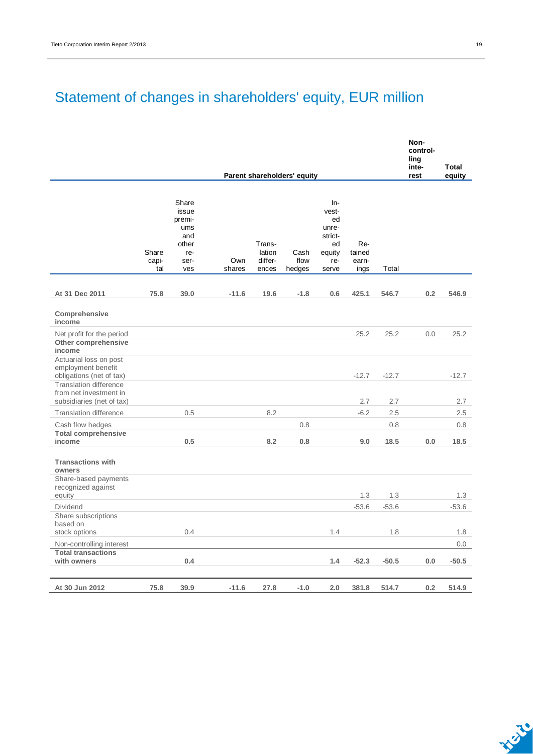# Statement of changes in shareholders' equity, EUR million

| | Parent shareholders' equity | | | | | | | | Non-controlling interest | Total equity |
|---|---|---|---|---|---|---|---|---|---|---|
| | Share capital | Share issue premiums and other reserves | Own shares | Translation differences | Cash flow hedges | Invested unrestricted equity reserve | Retained earnings | Total | | |
| **At 31 Dec 2011** | **75.8** | **39.0** | **-11.6** | **19.6** | **-1.8** | **0.6** | **425.1** | **546.7** | **0.2** | **546.9** |
| **Comprehensive income** | | | | | | | | | | |
| Net profit for the period | | | | | | | 25.2 | 25.2 | 0.0 | 25.2 |
| **Other comprehensive income** | | | | | | | | | | |
| Actuarial loss on post employment benefit obligations (net of tax) | | | | | | | -12.7 | -12.7 | | -12.7 |
| Translation difference from net investment in subsidiaries (net of tax) | | | | | | | 2.7 | 2.7 | | 2.7 |
| Translation difference | | 0.5 | | 8.2 | | | -6.2 | 2.5 | | 2.5 |
| Cash flow hedges | | | | | 0.8 | | | 0.8 | | 0.8 |
| **Total comprehensive income** | | **0.5** | | **8.2** | **0.8** | | **9.0** | **18.5** | **0.0** | **18.5** |
| **Transactions with owners** | | | | | | | | | | |
| Share-based payments recognized against equity | | | | | | | 1.3 | 1.3 | | 1.3 |
| Dividend | | | | | | | -53.6 | -53.6 | | -53.6 |
| Share subscriptions based on stock options | | 0.4 | | | | 1.4 | | 1.8 | | 1.8 |
| Non-controlling interest | | | | | | | | | | 0.0 |
| **Total transactions with owners** | | **0.4** | | | | **1.4** | **-52.3** | **-50.5** | **0.0** | **-50.5** |
| **At 30 Jun 2012** | **75.8** | **39.9** | **-11.6** | **27.8** | **-1.0** | **2.0** | **381.8** | **514.7** | **0.2** | **514.9** |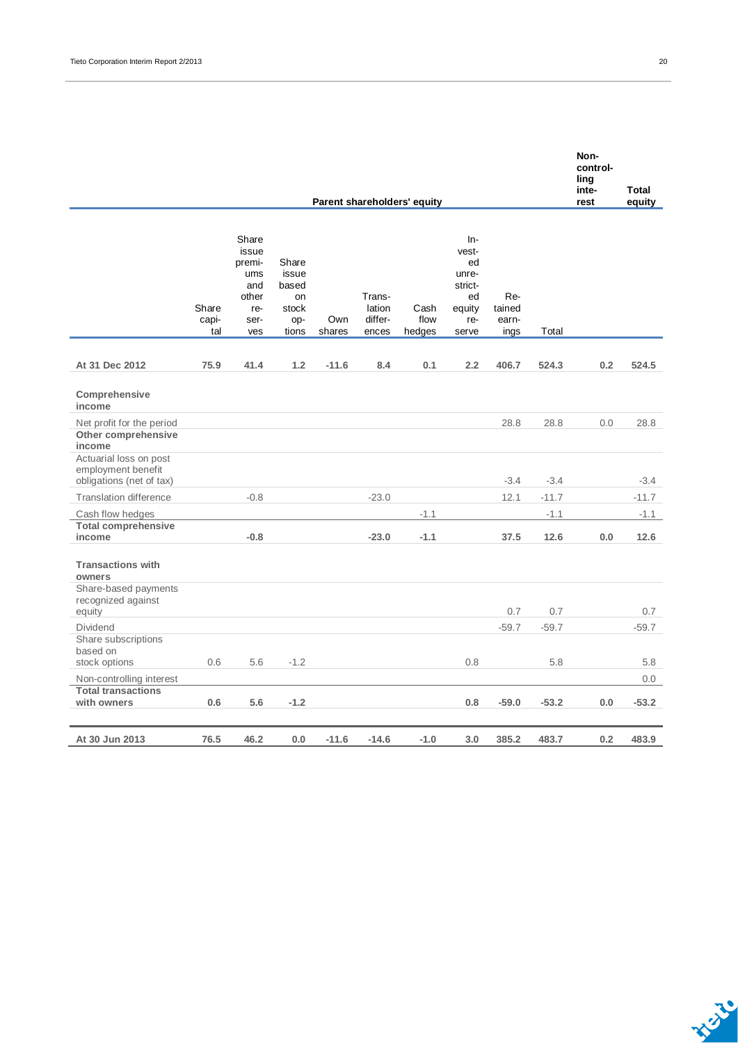| | Parent shareholders' equity | | | | | | | | | Non-controlling interest | Total equity |
|---|---|---|---|---|---|---|---|---|---|---|---|
| | Share capital | Share issue premiums and other reserves | Share issue based on stock options | Own shares | Translation differences | Cash flow hedges | Invested unrestricted equity reserve | Retained earnings | Total | | |
| **At 31 Dec 2012** | **75.9** | **41.4** | **1.2** | **-11.6** | **8.4** | **0.1** | **2.2** | **406.7** | **524.3** | **0.2** | **524.5** |
| **Comprehensive income** | | | | | | | | | | | |
| Net profit for the period | | | | | | | | 28.8 | 28.8 | 0.0 | 28.8 |
| **Other comprehensive income** | | | | | | | | | | | |
| Actuarial loss on post employment benefit obligations (net of tax) | | | | | | | | -3.4 | -3.4 | | -3.4 |
| Translation difference | | -0.8 | | | -23.0 | | | 12.1 | -11.7 | | -11.7 |
| Cash flow hedges | | | | | | -1.1 | | | -1.1 | | -1.1 |
| **Total comprehensive income** | | **-0.8** | | | **-23.0** | **-1.1** | | **37.5** | **12.6** | **0.0** | **12.6** |
| **Transactions with owners** | | | | | | | | | | | |
| Share-based payments recognized against equity | | | | | | | | 0.7 | 0.7 | | 0.7 |
| Dividend | | | | | | | | -59.7 | -59.7 | | -59.7 |
| Share subscriptions based on stock options | 0.6 | 5.6 | -1.2 | | | | 0.8 | | 5.8 | | 5.8 |
| Non-controlling interest | | | | | | | | | | | 0.0 |
| **Total transactions with owners** | **0.6** | **5.6** | **-1.2** | | | | **0.8** | **-59.0** | **-53.2** | **0.0** | **-53.2** |
| **At 30 Jun 2013** | **76.5** | **46.2** | **0.0** | **-11.6** | **-14.6** | **-1.0** | **3.0** | **385.2** | **483.7** | **0.2** | **483.9** |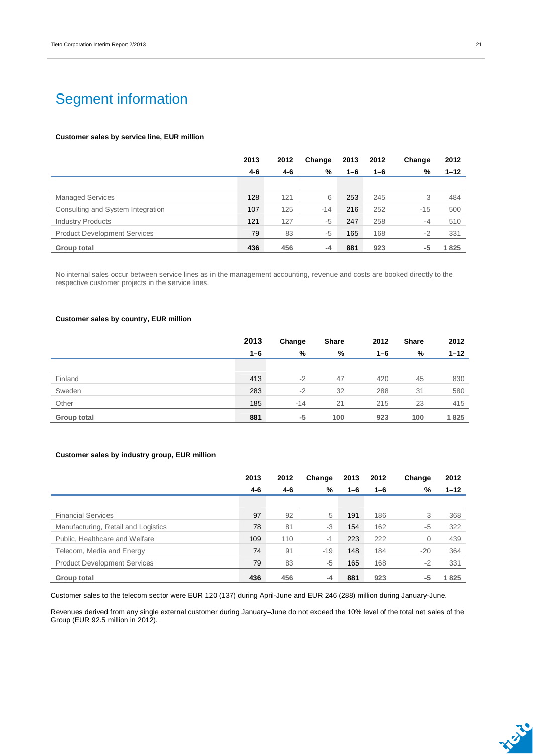# Segment information

**Customer sales by service line, EUR million**

| | 2013 | 2012 | Change | 2013 | 2012 | Change | 2012 |
|---|---|---|---|---|---|---|---|
| | 4-6 | 4-6 | % | 1–6 | 1–6 | % | 1–12 |
| Managed Services | 128 | 121 | 6 | 253 | 245 | 3 | 484 |
| Consulting and System Integration | 107 | 125 | -14 | 216 | 252 | -15 | 500 |
| Industry Products | 121 | 127 | -5 | 247 | 258 | -4 | 510 |
| Product Development Services | 79 | 83 | -5 | 165 | 168 | -2 | 331 |
| **Group total** | **436** | **456** | **-4** | **881** | **923** | **-5** | **1 825** |

No internal sales occur between service lines as in the management accounting, revenue and costs are booked directly to the respective customer projects in the service lines.

**Customer sales by country, EUR million**

| | 2013 | Change | Share | 2012 | Share | 2012 |
|---|---|---|---|---|---|---|
| | 1–6 | % | % | 1–6 | % | 1–12 |
| Finland | 413 | -2 | 47 | 420 | 45 | 830 |
| Sweden | 283 | -2 | 32 | 288 | 31 | 580 |
| Other | 185 | -14 | 21 | 215 | 23 | 415 |
| **Group total** | **881** | **-5** | **100** | **923** | **100** | **1 825** |

**Customer sales by industry group, EUR million**

| | 2013 | 2012 | Change | 2013 | 2012 | Change | 2012 |
|---|---|---|---|---|---|---|---|
| | 4-6 | 4-6 | % | 1–6 | 1–6 | % | 1–12 |
| Financial Services | 97 | 92 | 5 | 191 | 186 | 3 | 368 |
| Manufacturing, Retail and Logistics | 78 | 81 | -3 | 154 | 162 | -5 | 322 |
| Public, Healthcare and Welfare | 109 | 110 | -1 | 223 | 222 | 0 | 439 |
| Telecom, Media and Energy | 74 | 91 | -19 | 148 | 184 | -20 | 364 |
| Product Development Services | 79 | 83 | -5 | 165 | 168 | -2 | 331 |
| **Group total** | **436** | **456** | **-4** | **881** | **923** | **-5** | **1 825** |

Customer sales to the telecom sector were EUR 120 (137) during April-June and EUR 246 (288) million during January-June.

Revenues derived from any single external customer during January–June do not exceed the 10% level of the total net sales of the Group (EUR 92.5 million in 2012).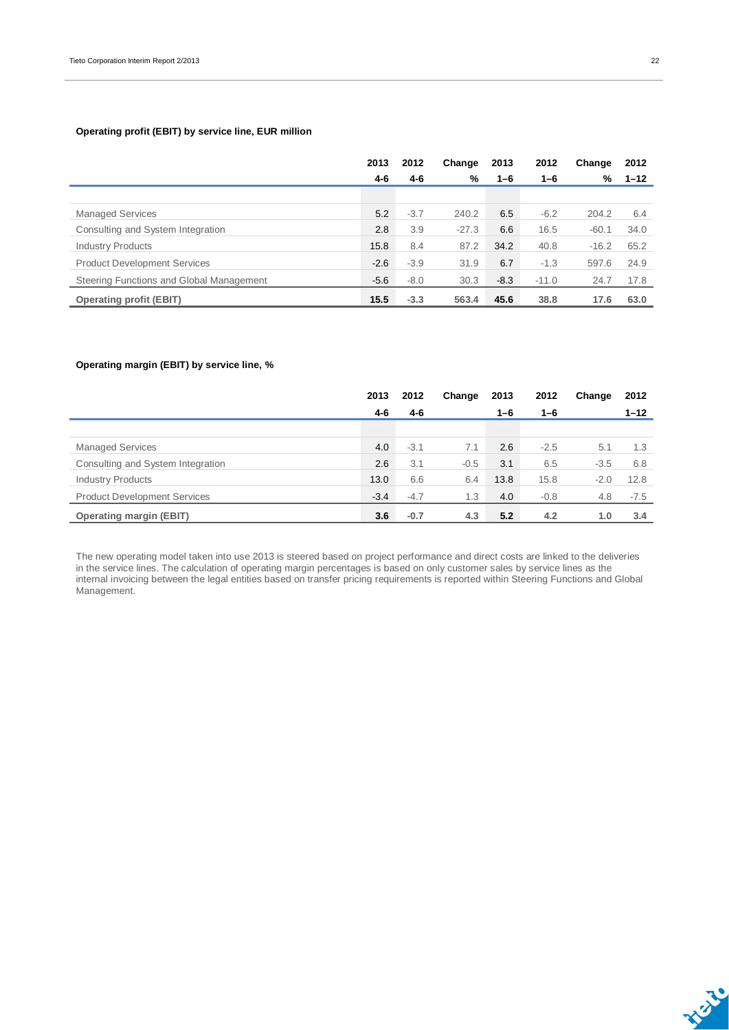### Operating profit (EBIT) by service line, EUR million

| | 2013 4-6 | 2012 4-6 | Change % | 2013 1–6 | 2012 1–6 | Change % | 2012 1–12 |
|---|---|---|---|---|---|---|---|
| Managed Services | 5.2 | -3.7 | 240.2 | 6.5 | -6.2 | 204.2 | 6.4 |
| Consulting and System Integration | 2.8 | 3.9 | -27.3 | 6.6 | 16.5 | -60.1 | 34.0 |
| Industry Products | 15.8 | 8.4 | 87.2 | 34.2 | 40.8 | -16.2 | 65.2 |
| Product Development Services | -2.6 | -3.9 | 31.9 | 6.7 | -1.3 | 597.6 | 24.9 |
| Steering Functions and Global Management | -5.6 | -8.0 | 30.3 | -8.3 | -11.0 | 24.7 | 17.8 |
| **Operating profit (EBIT)** | **15.5** | **-3.3** | **563.4** | **45.6** | **38.8** | **17.6** | **63.0** |

### Operating margin (EBIT) by service line, %

| | 2013 4-6 | 2012 4-6 | Change | 2013 1–6 | 2012 1–6 | Change | 2012 1–12 |
|---|---|---|---|---|---|---|---|
| Managed Services | 4.0 | -3.1 | 7.1 | 2.6 | -2.5 | 5.1 | 1.3 |
| Consulting and System Integration | 2.6 | 3.1 | -0.5 | 3.1 | 6.5 | -3.5 | 6.8 |
| Industry Products | 13.0 | 6.6 | 6.4 | 13.8 | 15.8 | -2.0 | 12.8 |
| Product Development Services | -3.4 | -4.7 | 1.3 | 4.0 | -0.8 | 4.8 | -7.5 |
| **Operating margin (EBIT)** | **3.6** | **-0.7** | **4.3** | **5.2** | **4.2** | **1.0** | **3.4** |

The new operating model taken into use 2013 is steered based on project performance and direct costs are linked to the deliveries in the service lines. The calculation of operating margin percentages is based on only customer sales by service lines as the internal invoicing between the legal entities based on transfer pricing requirements is reported within Steering Functions and Global Management.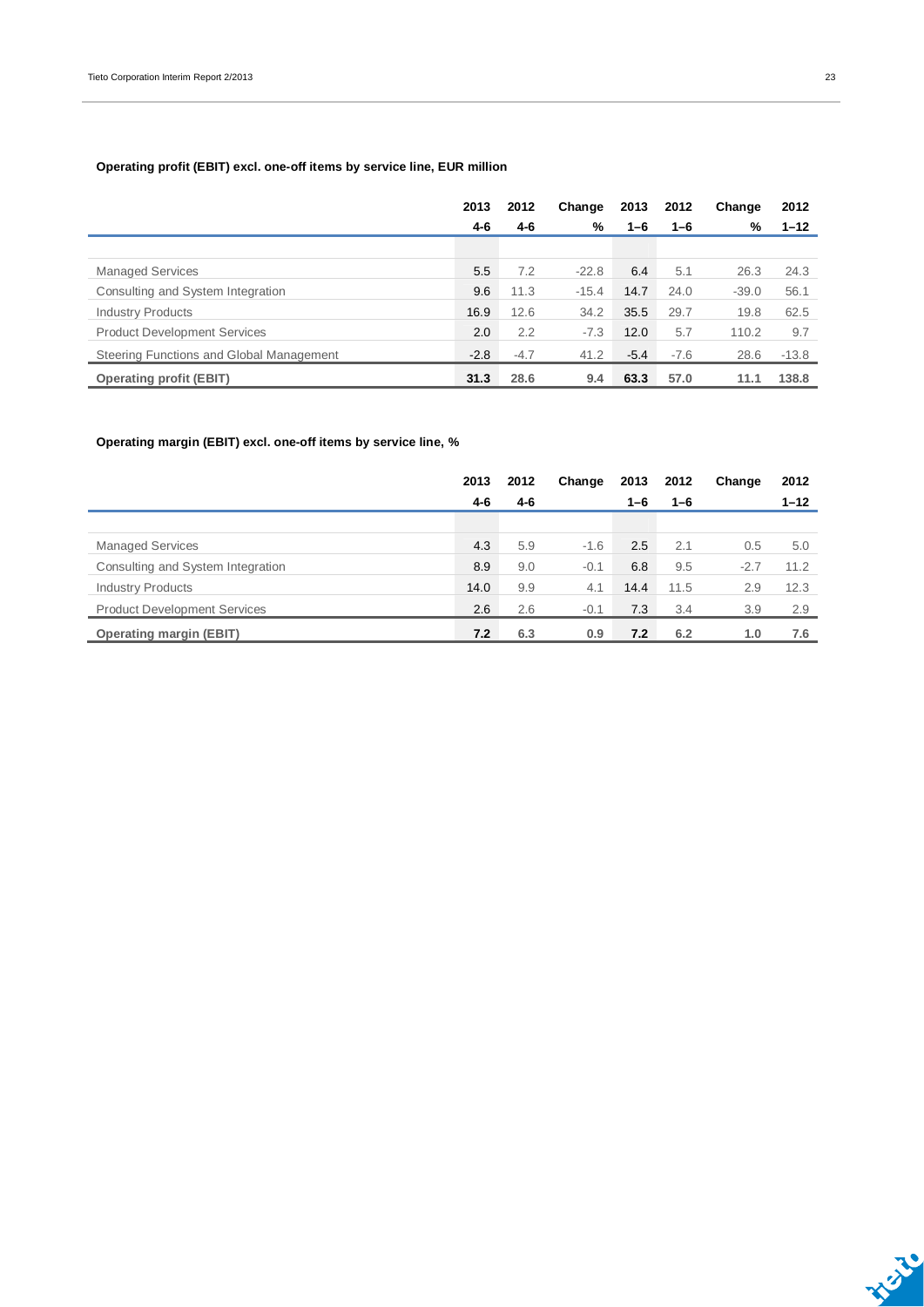**Operating profit (EBIT) excl. one-off items by service line, EUR million**

| | 2013 4-6 | 2012 4-6 | Change % | 2013 1–6 | 2012 1–6 | Change % | 2012 1–12 |
|---|---|---|---|---|---|---|---|
| Managed Services | 5.5 | 7.2 | -22.8 | 6.4 | 5.1 | 26.3 | 24.3 |
| Consulting and System Integration | 9.6 | 11.3 | -15.4 | 14.7 | 24.0 | -39.0 | 56.1 |
| Industry Products | 16.9 | 12.6 | 34.2 | 35.5 | 29.7 | 19.8 | 62.5 |
| Product Development Services | 2.0 | 2.2 | -7.3 | 12.0 | 5.7 | 110.2 | 9.7 |
| Steering Functions and Global Management | -2.8 | -4.7 | 41.2 | -5.4 | -7.6 | 28.6 | -13.8 |
| **Operating profit (EBIT)** | **31.3** | **28.6** | **9.4** | **63.3** | **57.0** | **11.1** | **138.8** |

**Operating margin (EBIT) excl. one-off items by service line, %**

| | 2013 4-6 | 2012 4-6 | Change | 2013 1–6 | 2012 1–6 | Change | 2012 1–12 |
|---|---|---|---|---|---|---|---|
| Managed Services | 4.3 | 5.9 | -1.6 | 2.5 | 2.1 | 0.5 | 5.0 |
| Consulting and System Integration | 8.9 | 9.0 | -0.1 | 6.8 | 9.5 | -2.7 | 11.2 |
| Industry Products | 14.0 | 9.9 | 4.1 | 14.4 | 11.5 | 2.9 | 12.3 |
| Product Development Services | 2.6 | 2.6 | -0.1 | 7.3 | 3.4 | 3.9 | 2.9 |
| **Operating margin (EBIT)** | **7.2** | **6.3** | **0.9** | **7.2** | **6.2** | **1.0** | **7.6** |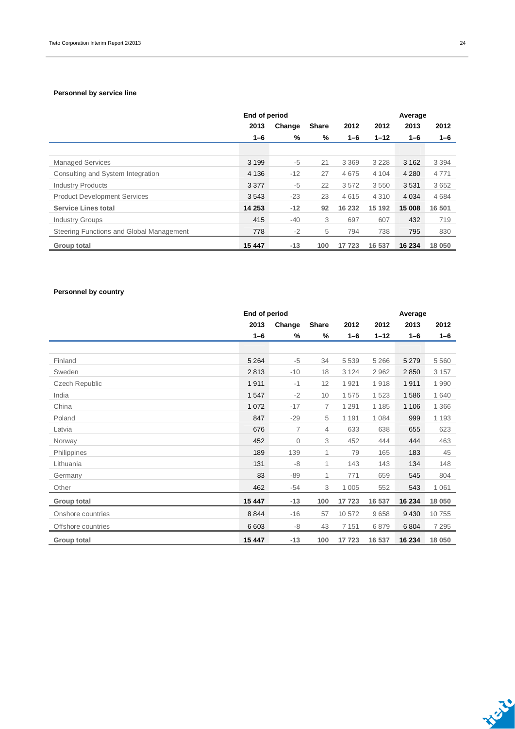### Personnel by service line

| | End of period | | | | | Average | |
|---|---|---|---|---|---|---|---|
| | 2013 | Change | Share | 2012 | 2012 | 2013 | 2012 |
| | 1–6 | % | % | 1–6 | 1–12 | 1–6 | 1–6 |
| Managed Services | 3 199 | -5 | 21 | 3 369 | 3 228 | 3 162 | 3 394 |
| Consulting and System Integration | 4 136 | -12 | 27 | 4 675 | 4 104 | 4 280 | 4 771 |
| Industry Products | 3 377 | -5 | 22 | 3 572 | 3 550 | 3 531 | 3 652 |
| Product Development Services | 3 543 | -23 | 23 | 4 615 | 4 310 | 4 034 | 4 684 |
| **Service Lines total** | **14 253** | **-12** | **92** | **16 232** | **15 192** | **15 008** | **16 501** |
| Industry Groups | 415 | -40 | 3 | 697 | 607 | 432 | 719 |
| Steering Functions and Global Management | 778 | -2 | 5 | 794 | 738 | 795 | 830 |
| **Group total** | **15 447** | **-13** | **100** | **17 723** | **16 537** | **16 234** | **18 050** |

### Personnel by country

| | End of period | | | | | Average | |
|---|---|---|---|---|---|---|---|
| | 2013 | Change | Share | 2012 | 2012 | 2013 | 2012 |
| | 1–6 | % | % | 1–6 | 1–12 | 1–6 | 1–6 |
| Finland | 5 264 | -5 | 34 | 5 539 | 5 266 | 5 279 | 5 560 |
| Sweden | 2 813 | -10 | 18 | 3 124 | 2 962 | 2 850 | 3 157 |
| Czech Republic | 1 911 | -1 | 12 | 1 921 | 1 918 | 1 911 | 1 990 |
| India | 1 547 | -2 | 10 | 1 575 | 1 523 | 1 586 | 1 640 |
| China | 1 072 | -17 | 7 | 1 291 | 1 185 | 1 106 | 1 366 |
| Poland | 847 | -29 | 5 | 1 191 | 1 084 | 999 | 1 193 |
| Latvia | 676 | 7 | 4 | 633 | 638 | 655 | 623 |
| Norway | 452 | 0 | 3 | 452 | 444 | 444 | 463 |
| Philippines | 189 | 139 | 1 | 79 | 165 | 183 | 45 |
| Lithuania | 131 | -8 | 1 | 143 | 143 | 134 | 148 |
| Germany | 83 | -89 | 1 | 771 | 659 | 545 | 804 |
| Other | 462 | -54 | 3 | 1 005 | 552 | 543 | 1 061 |
| **Group total** | **15 447** | **-13** | **100** | **17 723** | **16 537** | **16 234** | **18 050** |
| Onshore countries | 8 844 | -16 | 57 | 10 572 | 9 658 | 9 430 | 10 755 |
| Offshore countries | 6 603 | -8 | 43 | 7 151 | 6 879 | 6 804 | 7 295 |
| **Group total** | **15 447** | **-13** | **100** | **17 723** | **16 537** | **16 234** | **18 050** |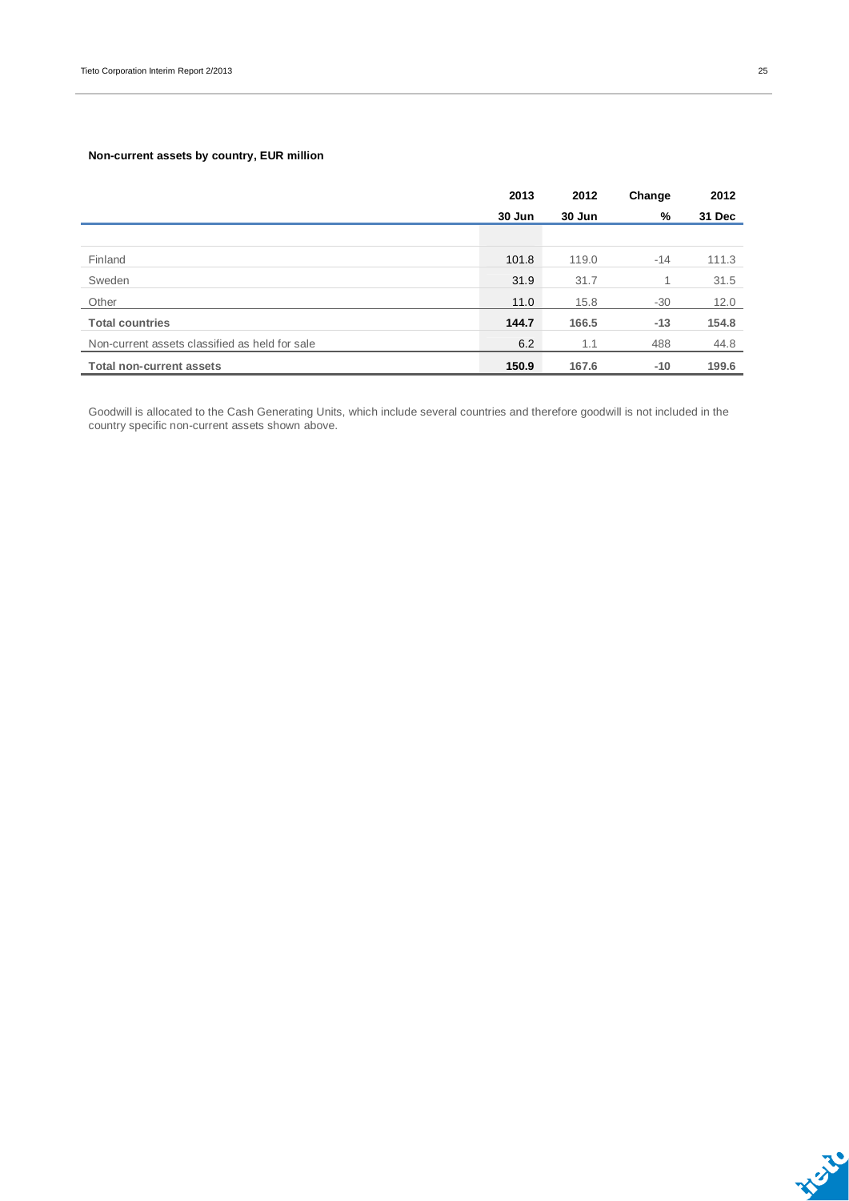**Non-current assets by country, EUR million**

| | 2013 | 2012 | Change | 2012 |
|---|---|---|---|---|
| | 30 Jun | 30 Jun | % | 31 Dec |
| Finland | 101.8 | 119.0 | -14 | 111.3 |
| Sweden | 31.9 | 31.7 | 1 | 31.5 |
| Other | 11.0 | 15.8 | -30 | 12.0 |
| **Total countries** | **144.7** | **166.5** | **-13** | **154.8** |
| Non-current assets classified as held for sale | 6.2 | 1.1 | 488 | 44.8 |
| **Total non-current assets** | **150.9** | **167.6** | **-10** | **199.6** |

Goodwill is allocated to the Cash Generating Units, which include several countries and therefore goodwill is not included in the country specific non-current assets shown above.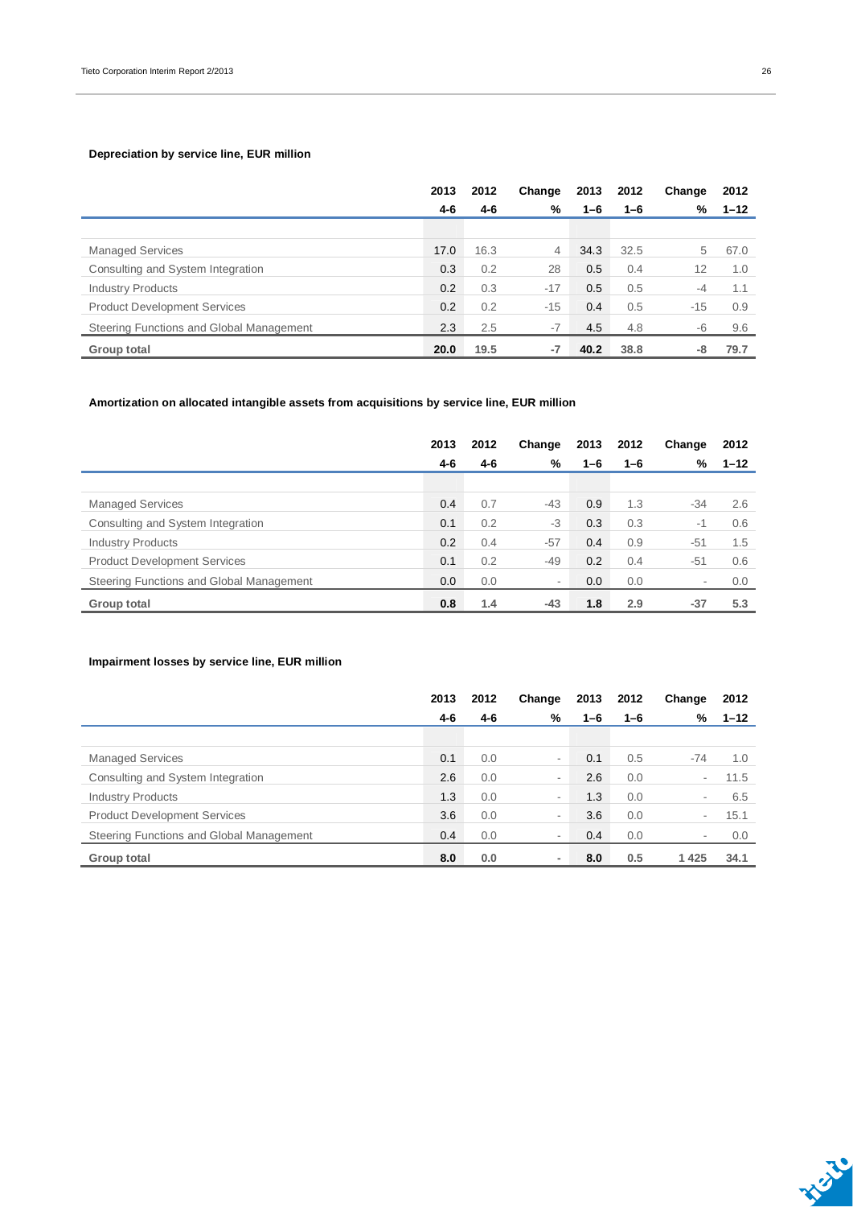**Depreciation by service line, EUR million**

| | 2013 4-6 | 2012 4-6 | Change % | 2013 1–6 | 2012 1–6 | Change % | 2012 1–12 |
|---|---|---|---|---|---|---|---|
| Managed Services | 17.0 | 16.3 | 4 | 34.3 | 32.5 | 5 | 67.0 |
| Consulting and System Integration | 0.3 | 0.2 | 28 | 0.5 | 0.4 | 12 | 1.0 |
| Industry Products | 0.2 | 0.3 | -17 | 0.5 | 0.5 | -4 | 1.1 |
| Product Development Services | 0.2 | 0.2 | -15 | 0.4 | 0.5 | -15 | 0.9 |
| Steering Functions and Global Management | 2.3 | 2.5 | -7 | 4.5 | 4.8 | -6 | 9.6 |
| **Group total** | **20.0** | **19.5** | **-7** | **40.2** | **38.8** | **-8** | **79.7** |

**Amortization on allocated intangible assets from acquisitions by service line, EUR million**

| | 2013 4-6 | 2012 4-6 | Change % | 2013 1–6 | 2012 1–6 | Change % | 2012 1–12 |
|---|---|---|---|---|---|---|---|
| Managed Services | 0.4 | 0.7 | -43 | 0.9 | 1.3 | -34 | 2.6 |
| Consulting and System Integration | 0.1 | 0.2 | -3 | 0.3 | 0.3 | -1 | 0.6 |
| Industry Products | 0.2 | 0.4 | -57 | 0.4 | 0.9 | -51 | 1.5 |
| Product Development Services | 0.1 | 0.2 | -49 | 0.2 | 0.4 | -51 | 0.6 |
| Steering Functions and Global Management | 0.0 | 0.0 | - | 0.0 | 0.0 | - | 0.0 |
| **Group total** | **0.8** | **1.4** | **-43** | **1.8** | **2.9** | **-37** | **5.3** |

**Impairment losses by service line, EUR million**

| | 2013 4-6 | 2012 4-6 | Change % | 2013 1–6 | 2012 1–6 | Change % | 2012 1–12 |
|---|---|---|---|---|---|---|---|
| Managed Services | 0.1 | 0.0 | - | 0.1 | 0.5 | -74 | 1.0 |
| Consulting and System Integration | 2.6 | 0.0 | - | 2.6 | 0.0 | - | 11.5 |
| Industry Products | 1.3 | 0.0 | - | 1.3 | 0.0 | - | 6.5 |
| Product Development Services | 3.6 | 0.0 | - | 3.6 | 0.0 | - | 15.1 |
| Steering Functions and Global Management | 0.4 | 0.0 | - | 0.4 | 0.0 | - | 0.0 |
| **Group total** | **8.0** | **0.0** | **-** | **8.0** | **0.5** | **1 425** | **34.1** |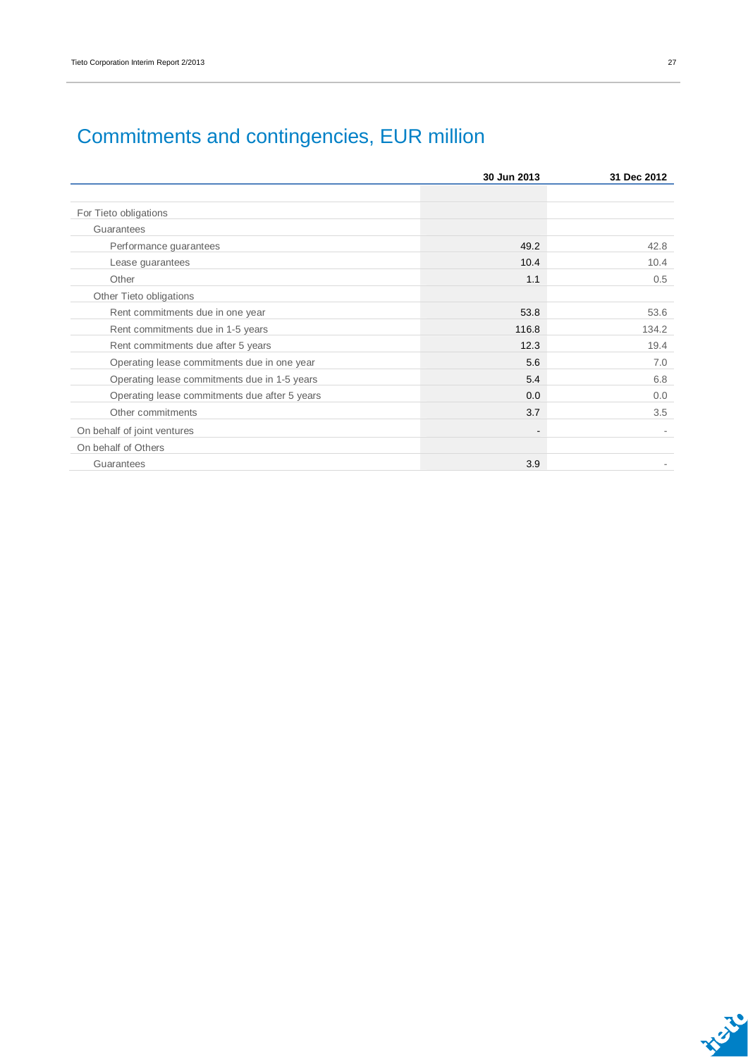# Commitments and contingencies, EUR million

| | 30 Jun 2013 | 31 Dec 2012 |
|---|---|---|
| For Tieto obligations | | |
| Guarantees | | |
| Performance guarantees | 49.2 | 42.8 |
| Lease guarantees | 10.4 | 10.4 |
| Other | 1.1 | 0.5 |
| Other Tieto obligations | | |
| Rent commitments due in one year | 53.8 | 53.6 |
| Rent commitments due in 1-5 years | 116.8 | 134.2 |
| Rent commitments due after 5 years | 12.3 | 19.4 |
| Operating lease commitments due in one year | 5.6 | 7.0 |
| Operating lease commitments due in 1-5 years | 5.4 | 6.8 |
| Operating lease commitments due after 5 years | 0.0 | 0.0 |
| Other commitments | 3.7 | 3.5 |
| On behalf of joint ventures | - | - |
| On behalf of Others | | |
| Guarantees | 3.9 | - |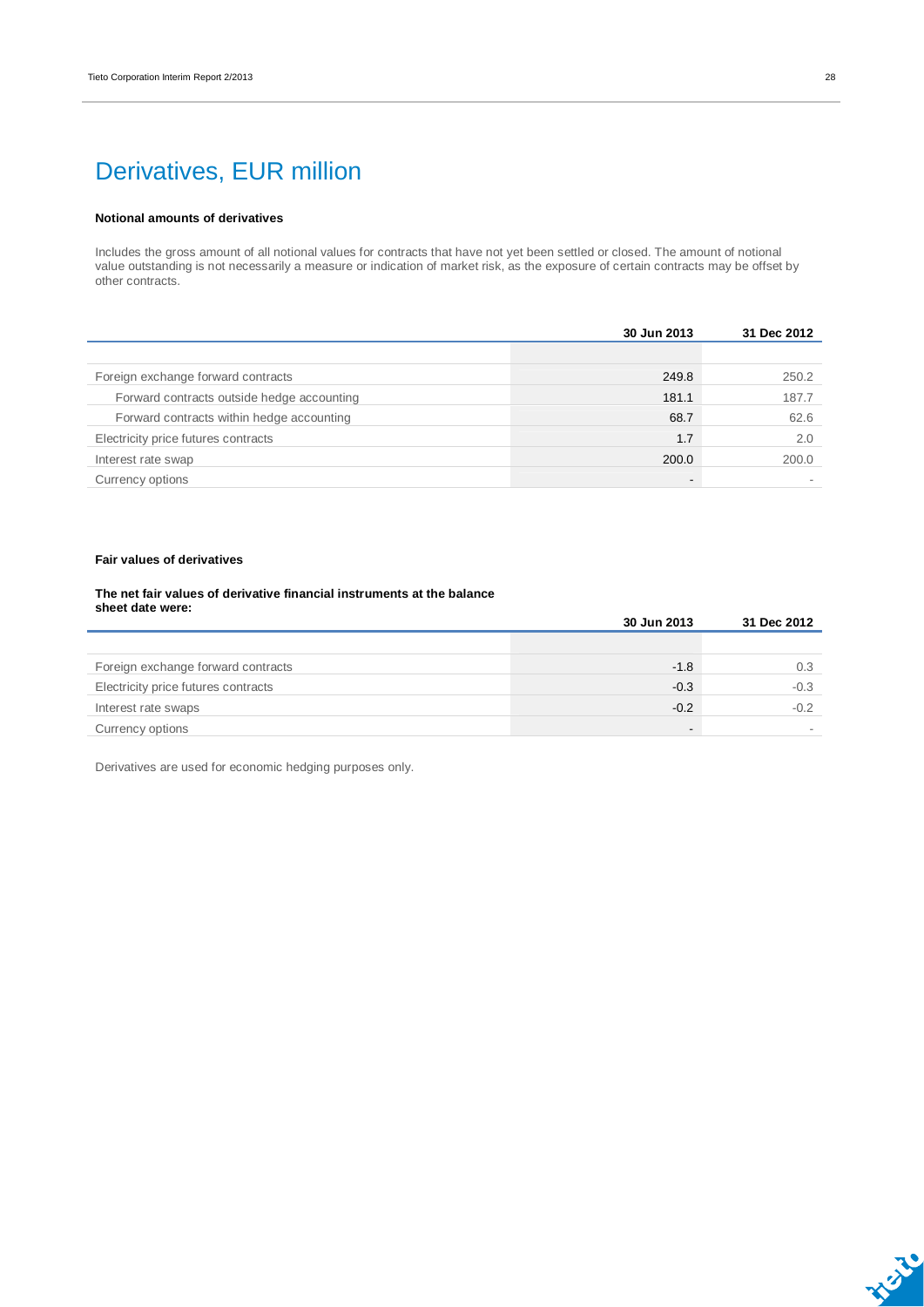# Derivatives, EUR million

**Notional amounts of derivatives**

Includes the gross amount of all notional values for contracts that have not yet been settled or closed. The amount of notional value outstanding is not necessarily a measure or indication of market risk, as the exposure of certain contracts may be offset by other contracts.

| | 30 Jun 2013 | 31 Dec 2012 |
|---|---|---|
| Foreign exchange forward contracts | 249.8 | 250.2 |
| Forward contracts outside hedge accounting | 181.1 | 187.7 |
| Forward contracts within hedge accounting | 68.7 | 62.6 |
| Electricity price futures contracts | 1.7 | 2.0 |
| Interest rate swap | 200.0 | 200.0 |
| Currency options | - | - |

**Fair values of derivatives**

**The net fair values of derivative financial instruments at the balance sheet date were:**

| | 30 Jun 2013 | 31 Dec 2012 |
|---|---|---|
| Foreign exchange forward contracts | -1.8 | 0.3 |
| Electricity price futures contracts | -0.3 | -0.3 |
| Interest rate swaps | -0.2 | -0.2 |
| Currency options | - | - |

Derivatives are used for economic hedging purposes only.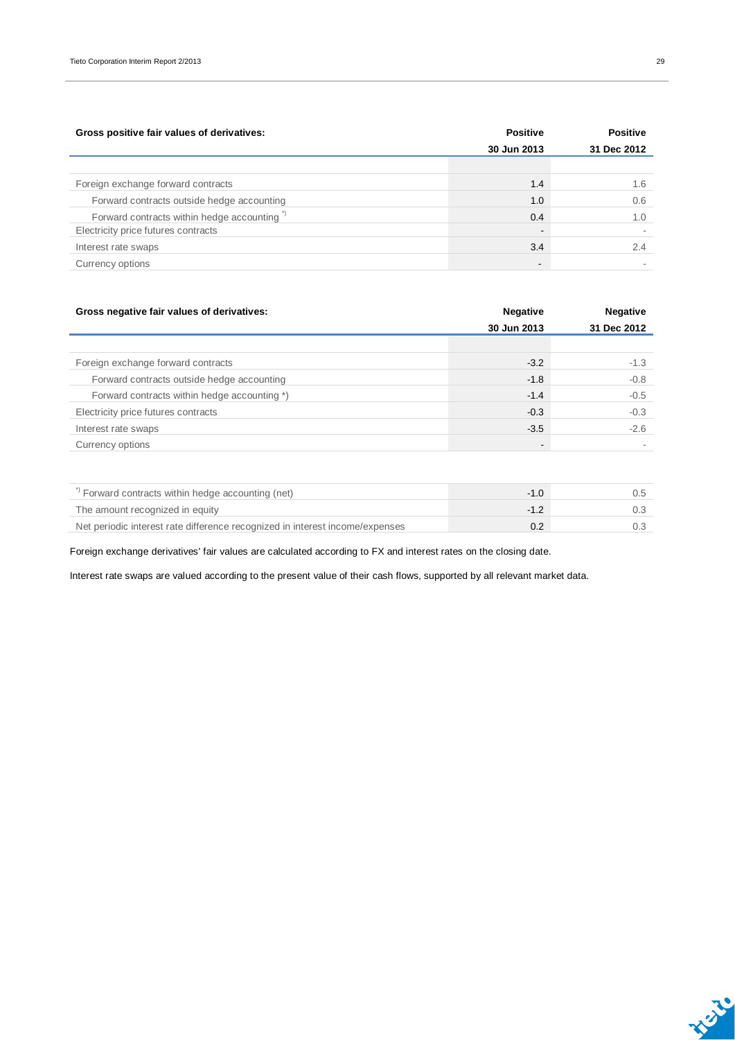| Gross positive fair values of derivatives: | Positive 30 Jun 2013 | Positive 31 Dec 2012 |
|---|---|---|
| Foreign exchange forward contracts | 1.4 | 1.6 |
| Forward contracts outside hedge accounting | 1.0 | 0.6 |
| Forward contracts within hedge accounting *) | 0.4 | 1.0 |
| Electricity price futures contracts | - | - |
| Interest rate swaps | 3.4 | 2.4 |
| Currency options | - | - |

| Gross negative fair values of derivatives: | Negative 30 Jun 2013 | Negative 31 Dec 2012 |
|---|---|---|
| Foreign exchange forward contracts | -3.2 | -1.3 |
| Forward contracts outside hedge accounting | -1.8 | -0.8 |
| Forward contracts within hedge accounting *) | -1.4 | -0.5 |
| Electricity price futures contracts | -0.3 | -0.3 |
| Interest rate swaps | -3.5 | -2.6 |
| Currency options | - | - |

| | | |
|---|---|---|
| *) Forward contracts within hedge accounting (net) | -1.0 | 0.5 |
| The amount recognized in equity | -1.2 | 0.3 |
| Net periodic interest rate difference recognized in interest income/expenses | 0.2 | 0.3 |

Foreign exchange derivatives' fair values are calculated according to FX and interest rates on the closing date.

Interest rate swaps are valued according to the present value of their cash flows, supported by all relevant market data.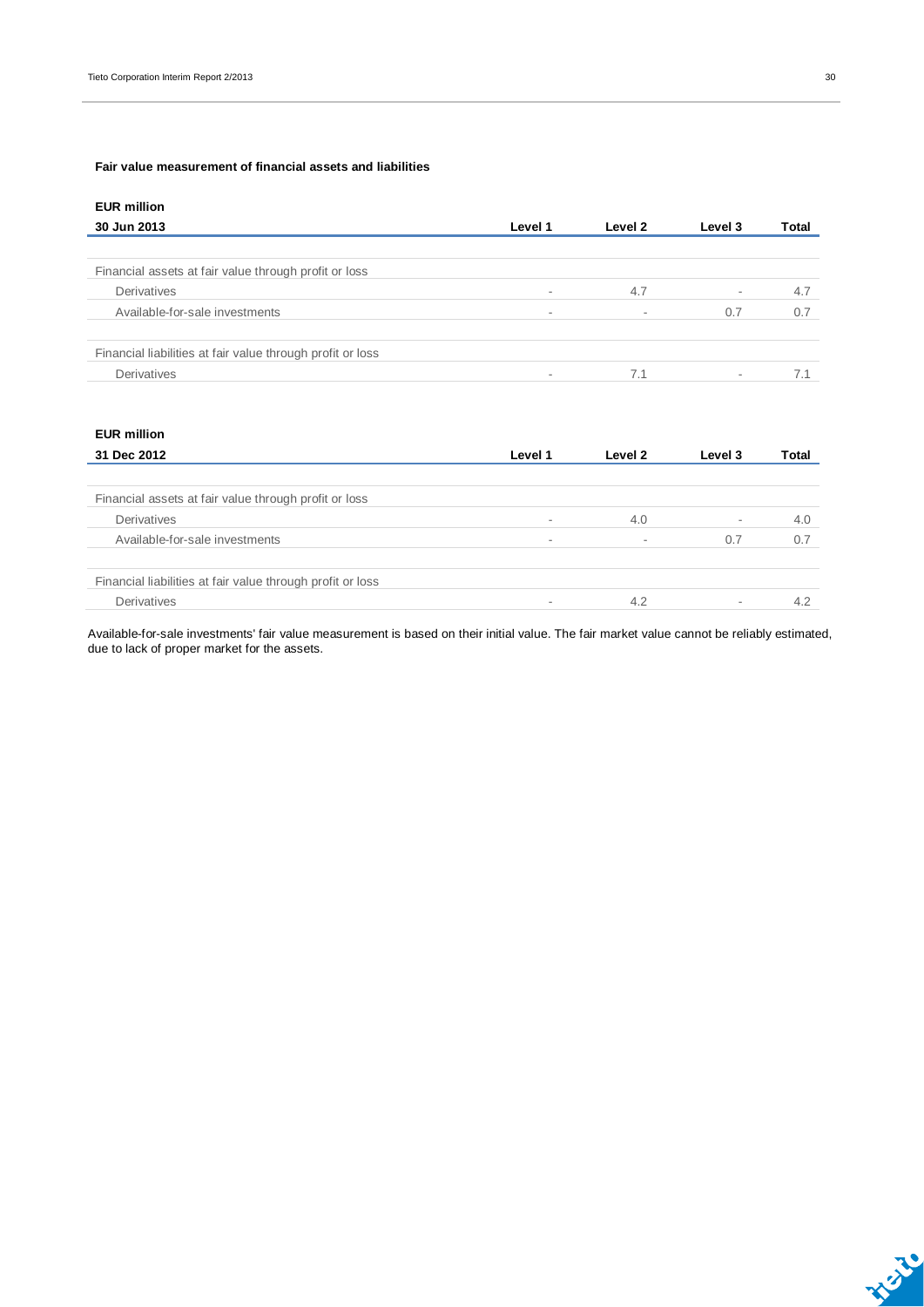**Fair value measurement of financial assets and liabilities**

| EUR million<br>30 Jun 2013 | Level 1 | Level 2 | Level 3 | Total |
|---|---|---|---|---|
| Financial assets at fair value through profit or loss | | | | |
| Derivatives | - | 4.7 | - | 4.7 |
| Available-for-sale investments | - | - | 0.7 | 0.7 |
| Financial liabilities at fair value through profit or loss | | | | |
| Derivatives | - | 7.1 | - | 7.1 |

| EUR million<br>31 Dec 2012 | Level 1 | Level 2 | Level 3 | Total |
|---|---|---|---|---|
| Financial assets at fair value through profit or loss | | | | |
| Derivatives | - | 4.0 | - | 4.0 |
| Available-for-sale investments | - | - | 0.7 | 0.7 |
| Financial liabilities at fair value through profit or loss | | | | |
| Derivatives | - | 4.2 | - | 4.2 |

Available-for-sale investments' fair value measurement is based on their initial value. The fair market value cannot be reliably estimated, due to lack of proper market for the assets.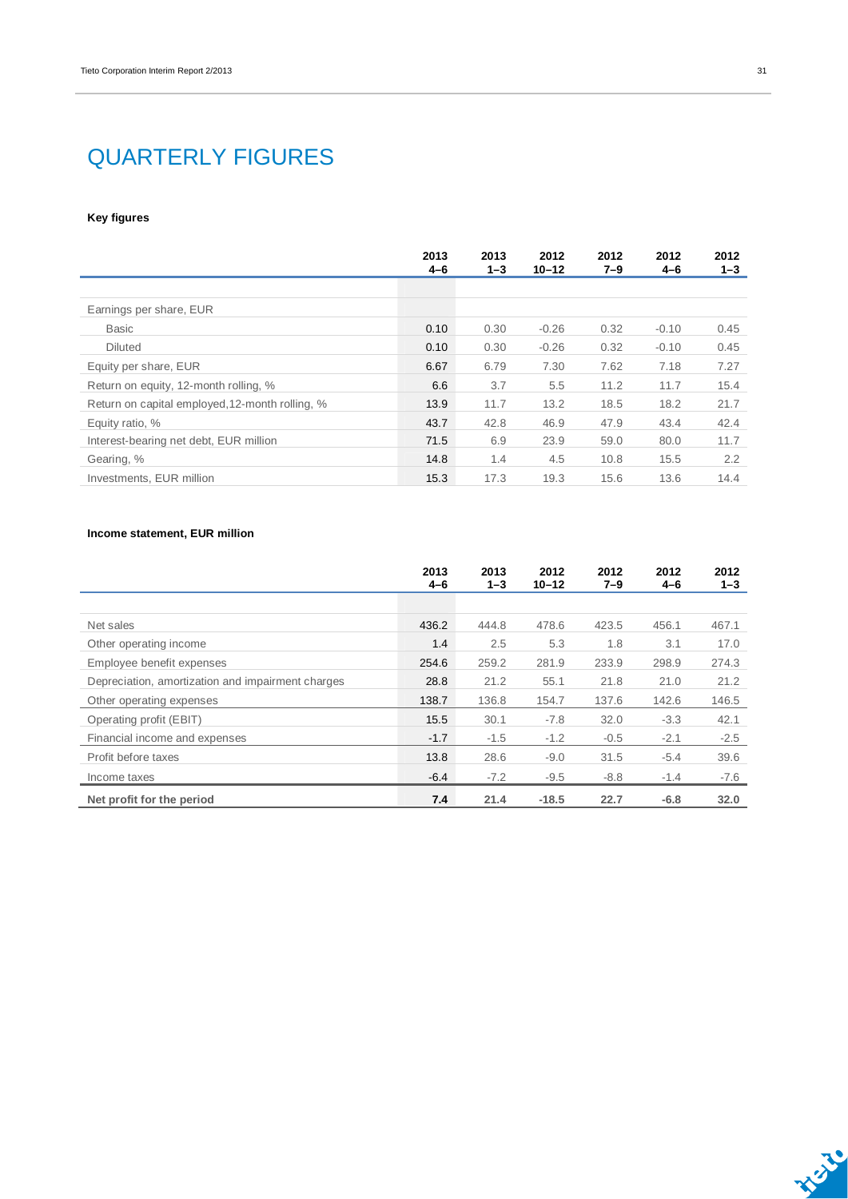# QUARTERLY FIGURES

**Key figures**

| | 2013 4–6 | 2013 1–3 | 2012 10–12 | 2012 7–9 | 2012 4–6 | 2012 1–3 |
|---|---|---|---|---|---|---|
| Earnings per share, EUR | | | | | | |
| Basic | 0.10 | 0.30 | -0.26 | 0.32 | -0.10 | 0.45 |
| Diluted | 0.10 | 0.30 | -0.26 | 0.32 | -0.10 | 0.45 |
| Equity per share, EUR | 6.67 | 6.79 | 7.30 | 7.62 | 7.18 | 7.27 |
| Return on equity, 12-month rolling, % | 6.6 | 3.7 | 5.5 | 11.2 | 11.7 | 15.4 |
| Return on capital employed,12-month rolling, % | 13.9 | 11.7 | 13.2 | 18.5 | 18.2 | 21.7 |
| Equity ratio, % | 43.7 | 42.8 | 46.9 | 47.9 | 43.4 | 42.4 |
| Interest-bearing net debt, EUR million | 71.5 | 6.9 | 23.9 | 59.0 | 80.0 | 11.7 |
| Gearing, % | 14.8 | 1.4 | 4.5 | 10.8 | 15.5 | 2.2 |
| Investments, EUR million | 15.3 | 17.3 | 19.3 | 15.6 | 13.6 | 14.4 |

**Income statement, EUR million**

| | 2013 4–6 | 2013 1–3 | 2012 10–12 | 2012 7–9 | 2012 4–6 | 2012 1–3 |
|---|---|---|---|---|---|---|
| Net sales | 436.2 | 444.8 | 478.6 | 423.5 | 456.1 | 467.1 |
| Other operating income | 1.4 | 2.5 | 5.3 | 1.8 | 3.1 | 17.0 |
| Employee benefit expenses | 254.6 | 259.2 | 281.9 | 233.9 | 298.9 | 274.3 |
| Depreciation, amortization and impairment charges | 28.8 | 21.2 | 55.1 | 21.8 | 21.0 | 21.2 |
| Other operating expenses | 138.7 | 136.8 | 154.7 | 137.6 | 142.6 | 146.5 |
| Operating profit (EBIT) | 15.5 | 30.1 | -7.8 | 32.0 | -3.3 | 42.1 |
| Financial income and expenses | -1.7 | -1.5 | -1.2 | -0.5 | -2.1 | -2.5 |
| Profit before taxes | 13.8 | 28.6 | -9.0 | 31.5 | -5.4 | 39.6 |
| Income taxes | -6.4 | -7.2 | -9.5 | -8.8 | -1.4 | -7.6 |
| **Net profit for the period** | **7.4** | **21.4** | **-18.5** | **22.7** | **-6.8** | **32.0** |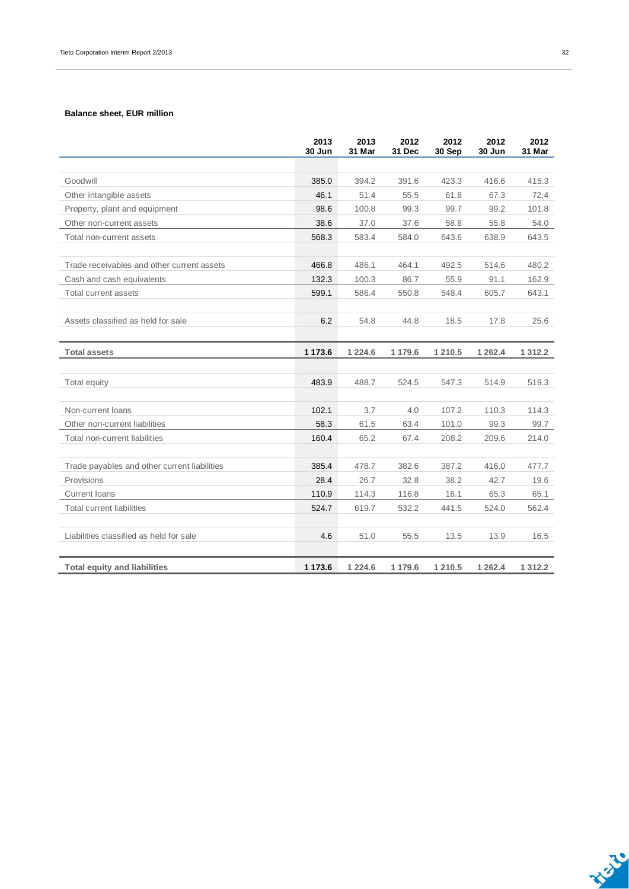**Balance sheet, EUR million**

| | 2013 30 Jun | 2013 31 Mar | 2012 31 Dec | 2012 30 Sep | 2012 30 Jun | 2012 31 Mar |
|---|---|---|---|---|---|---|
| Goodwill | 385.0 | 394.2 | 391.6 | 423.3 | 416.6 | 415.3 |
| Other intangible assets | 46.1 | 51.4 | 55.5 | 61.8 | 67.3 | 72.4 |
| Property, plant and equipment | 98.6 | 100.8 | 99.3 | 99.7 | 99.2 | 101.8 |
| Other non-current assets | 38.6 | 37.0 | 37.6 | 58.8 | 55.8 | 54.0 |
| Total non-current assets | 568.3 | 583.4 | 584.0 | 643.6 | 638.9 | 643.5 |
| | | | | | | |
| Trade receivables and other current assets | 466.8 | 486.1 | 464.1 | 492.5 | 514.6 | 480.2 |
| Cash and cash equivalents | 132.3 | 100.3 | 86.7 | 55.9 | 91.1 | 162.9 |
| Total current assets | 599.1 | 586.4 | 550.8 | 548.4 | 605.7 | 643.1 |
| | | | | | | |
| Assets classified as held for sale | 6.2 | 54.8 | 44.8 | 18.5 | 17.8 | 25.6 |
| | | | | | | |
| **Total assets** | **1 173.6** | **1 224.6** | **1 179.6** | **1 210.5** | **1 262.4** | **1 312.2** |
| | | | | | | |
| Total equity | 483.9 | 488.7 | 524.5 | 547.3 | 514.9 | 519.3 |
| | | | | | | |
| Non-current loans | 102.1 | 3.7 | 4.0 | 107.2 | 110.3 | 114.3 |
| Other non-current liabilities | 58.3 | 61.5 | 63.4 | 101.0 | 99.3 | 99.7 |
| Total non-current liabilities | 160.4 | 65.2 | 67.4 | 208.2 | 209.6 | 214.0 |
| | | | | | | |
| Trade payables and other current liabilities | 385.4 | 478.7 | 382.6 | 387.2 | 416.0 | 477.7 |
| Provisions | 28.4 | 26.7 | 32.8 | 38.2 | 42.7 | 19.6 |
| Current loans | 110.9 | 114.3 | 116.8 | 16.1 | 65.3 | 65.1 |
| Total current liabilities | 524.7 | 619.7 | 532.2 | 441.5 | 524.0 | 562.4 |
| | | | | | | |
| Liabilities classified as held for sale | 4.6 | 51.0 | 55.5 | 13.5 | 13.9 | 16.5 |
| | | | | | | |
| **Total equity and liabilities** | **1 173.6** | **1 224.6** | **1 179.6** | **1 210.5** | **1 262.4** | **1 312.2** |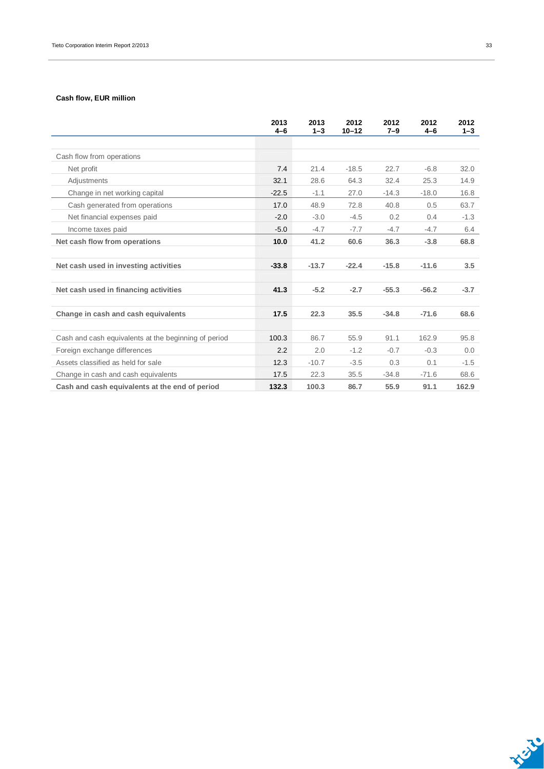**Cash flow, EUR million**

| | 2013 4–6 | 2013 1–3 | 2012 10–12 | 2012 7–9 | 2012 4–6 | 2012 1–3 |
|---|---|---|---|---|---|---|
| Cash flow from operations | | | | | | |
| Net profit | 7.4 | 21.4 | -18.5 | 22.7 | -6.8 | 32.0 |
| Adjustments | 32.1 | 28.6 | 64.3 | 32.4 | 25.3 | 14.9 |
| Change in net working capital | -22.5 | -1.1 | 27.0 | -14.3 | -18.0 | 16.8 |
| Cash generated from operations | 17.0 | 48.9 | 72.8 | 40.8 | 0.5 | 63.7 |
| Net financial expenses paid | -2.0 | -3.0 | -4.5 | 0.2 | 0.4 | -1.3 |
| Income taxes paid | -5.0 | -4.7 | -7.7 | -4.7 | -4.7 | 6.4 |
| **Net cash flow from operations** | **10.0** | **41.2** | **60.6** | **36.3** | **-3.8** | **68.8** |
| | | | | | | |
| **Net cash used in investing activities** | **-33.8** | **-13.7** | **-22.4** | **-15.8** | **-11.6** | **3.5** |
| | | | | | | |
| **Net cash used in financing activities** | **41.3** | **-5.2** | **-2.7** | **-55.3** | **-56.2** | **-3.7** |
| | | | | | | |
| **Change in cash and cash equivalents** | **17.5** | **22.3** | **35.5** | **-34.8** | **-71.6** | **68.6** |
| | | | | | | |
| Cash and cash equivalents at the beginning of period | 100.3 | 86.7 | 55.9 | 91.1 | 162.9 | 95.8 |
| Foreign exchange differences | 2.2 | 2.0 | -1.2 | -0.7 | -0.3 | 0.0 |
| Assets classified as held for sale | 12.3 | -10.7 | -3.5 | 0.3 | 0.1 | -1.5 |
| Change in cash and cash equivalents | 17.5 | 22.3 | 35.5 | -34.8 | -71.6 | 68.6 |
| **Cash and cash equivalents at the end of period** | **132.3** | **100.3** | **86.7** | **55.9** | **91.1** | **162.9** |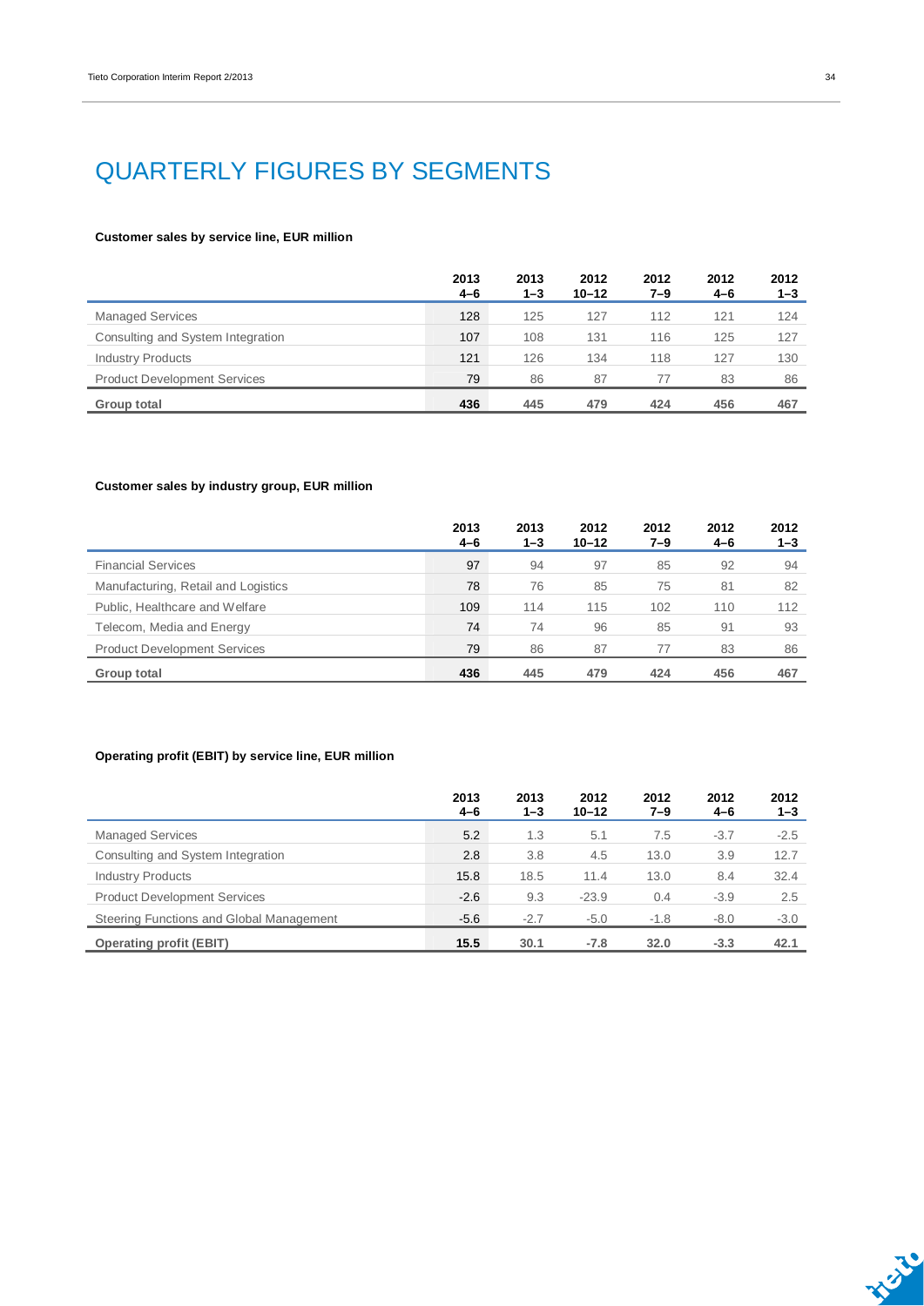# QUARTERLY FIGURES BY SEGMENTS

**Customer sales by service line, EUR million**

| | 2013 4–6 | 2013 1–3 | 2012 10–12 | 2012 7–9 | 2012 4–6 | 2012 1–3 |
|---|---|---|---|---|---|---|
| Managed Services | 128 | 125 | 127 | 112 | 121 | 124 |
| Consulting and System Integration | 107 | 108 | 131 | 116 | 125 | 127 |
| Industry Products | 121 | 126 | 134 | 118 | 127 | 130 |
| Product Development Services | 79 | 86 | 87 | 77 | 83 | 86 |
| **Group total** | **436** | **445** | **479** | **424** | **456** | **467** |

**Customer sales by industry group, EUR million**

| | 2013 4–6 | 2013 1–3 | 2012 10–12 | 2012 7–9 | 2012 4–6 | 2012 1–3 |
|---|---|---|---|---|---|---|
| Financial Services | 97 | 94 | 97 | 85 | 92 | 94 |
| Manufacturing, Retail and Logistics | 78 | 76 | 85 | 75 | 81 | 82 |
| Public, Healthcare and Welfare | 109 | 114 | 115 | 102 | 110 | 112 |
| Telecom, Media and Energy | 74 | 74 | 96 | 85 | 91 | 93 |
| Product Development Services | 79 | 86 | 87 | 77 | 83 | 86 |
| **Group total** | **436** | **445** | **479** | **424** | **456** | **467** |

**Operating profit (EBIT) by service line, EUR million**

| | 2013 4–6 | 2013 1–3 | 2012 10–12 | 2012 7–9 | 2012 4–6 | 2012 1–3 |
|---|---|---|---|---|---|---|
| Managed Services | 5.2 | 1.3 | 5.1 | 7.5 | -3.7 | -2.5 |
| Consulting and System Integration | 2.8 | 3.8 | 4.5 | 13.0 | 3.9 | 12.7 |
| Industry Products | 15.8 | 18.5 | 11.4 | 13.0 | 8.4 | 32.4 |
| Product Development Services | -2.6 | 9.3 | -23.9 | 0.4 | -3.9 | 2.5 |
| Steering Functions and Global Management | -5.6 | -2.7 | -5.0 | -1.8 | -8.0 | -3.0 |
| **Operating profit (EBIT)** | **15.5** | **30.1** | **-7.8** | **32.0** | **-3.3** | **42.1** |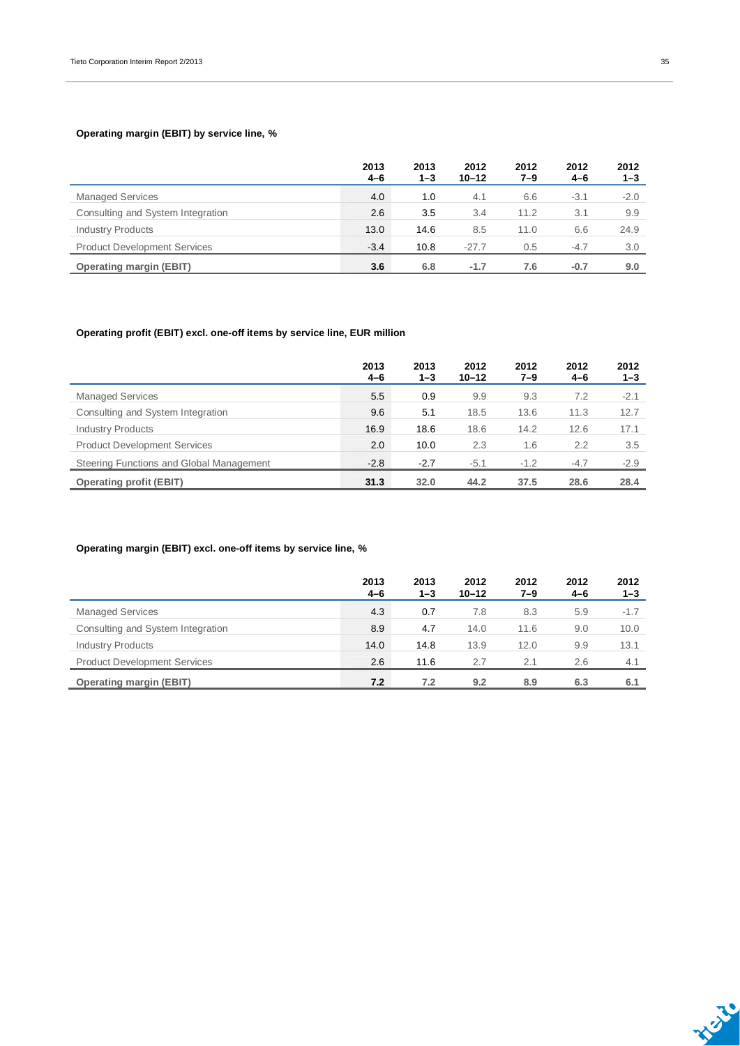**Operating margin (EBIT) by service line, %**

| | 2013 4–6 | 2013 1–3 | 2012 10–12 | 2012 7–9 | 2012 4–6 | 2012 1–3 |
|---|---|---|---|---|---|---|
| Managed Services | 4.0 | 1.0 | 4.1 | 6.6 | -3.1 | -2.0 |
| Consulting and System Integration | 2.6 | 3.5 | 3.4 | 11.2 | 3.1 | 9.9 |
| Industry Products | 13.0 | 14.6 | 8.5 | 11.0 | 6.6 | 24.9 |
| Product Development Services | -3.4 | 10.8 | -27.7 | 0.5 | -4.7 | 3.0 |
| **Operating margin (EBIT)** | **3.6** | **6.8** | **-1.7** | **7.6** | **-0.7** | **9.0** |

**Operating profit (EBIT) excl. one-off items by service line, EUR million**

| | 2013 4–6 | 2013 1–3 | 2012 10–12 | 2012 7–9 | 2012 4–6 | 2012 1–3 |
|---|---|---|---|---|---|---|
| Managed Services | 5.5 | 0.9 | 9.9 | 9.3 | 7.2 | -2.1 |
| Consulting and System Integration | 9.6 | 5.1 | 18.5 | 13.6 | 11.3 | 12.7 |
| Industry Products | 16.9 | 18.6 | 18.6 | 14.2 | 12.6 | 17.1 |
| Product Development Services | 2.0 | 10.0 | 2.3 | 1.6 | 2.2 | 3.5 |
| Steering Functions and Global Management | -2.8 | -2.7 | -5.1 | -1.2 | -4.7 | -2.9 |
| **Operating profit (EBIT)** | **31.3** | **32.0** | **44.2** | **37.5** | **28.6** | **28.4** |

**Operating margin (EBIT) excl. one-off items by service line, %**

| | 2013 4–6 | 2013 1–3 | 2012 10–12 | 2012 7–9 | 2012 4–6 | 2012 1–3 |
|---|---|---|---|---|---|---|
| Managed Services | 4.3 | 0.7 | 7.8 | 8.3 | 5.9 | -1.7 |
| Consulting and System Integration | 8.9 | 4.7 | 14.0 | 11.6 | 9.0 | 10.0 |
| Industry Products | 14.0 | 14.8 | 13.9 | 12.0 | 9.9 | 13.1 |
| Product Development Services | 2.6 | 11.6 | 2.7 | 2.1 | 2.6 | 4.1 |
| **Operating margin (EBIT)** | **7.2** | **7.2** | **9.2** | **8.9** | **6.3** | **6.1** |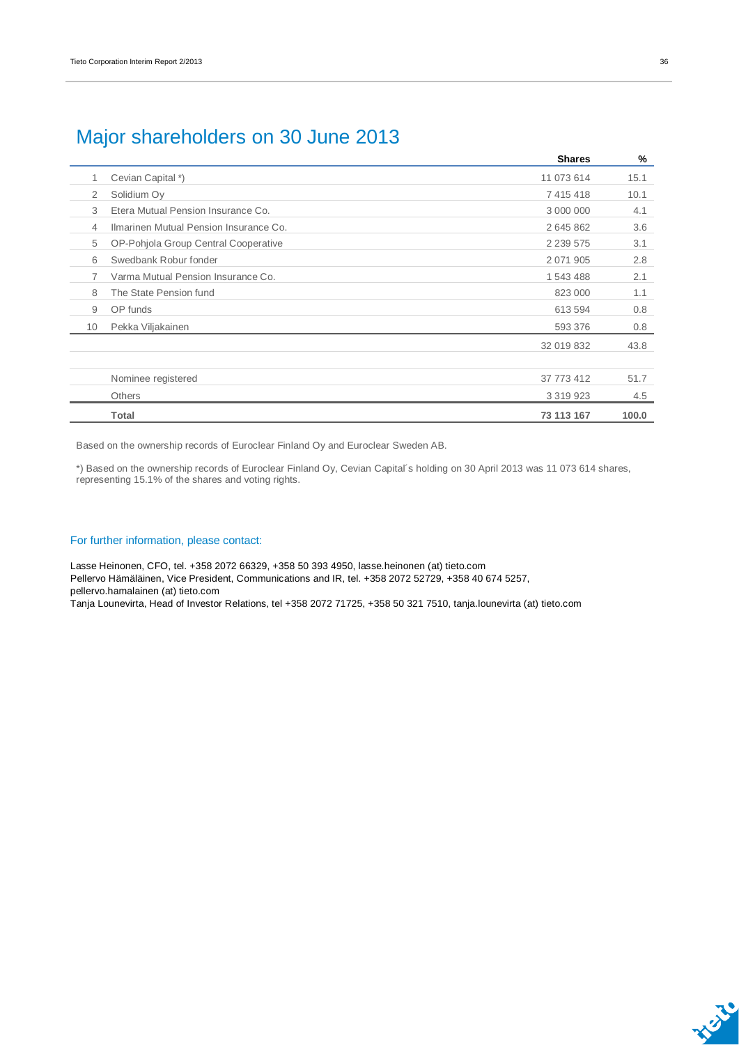# Major shareholders on 30 June 2013

| | | Shares | % |
|---|---|---|---|
| 1 | Cevian Capital *) | 11 073 614 | 15.1 |
| 2 | Solidium Oy | 7 415 418 | 10.1 |
| 3 | Etera Mutual Pension Insurance Co. | 3 000 000 | 4.1 |
| 4 | Ilmarinen Mutual Pension Insurance Co. | 2 645 862 | 3.6 |
| 5 | OP-Pohjola Group Central Cooperative | 2 239 575 | 3.1 |
| 6 | Swedbank Robur fonder | 2 071 905 | 2.8 |
| 7 | Varma Mutual Pension Insurance Co. | 1 543 488 | 2.1 |
| 8 | The State Pension fund | 823 000 | 1.1 |
| 9 | OP funds | 613 594 | 0.8 |
| 10 | Pekka Viljakainen | 593 376 | 0.8 |
| | | 32 019 832 | 43.8 |
| | | | |
| | Nominee registered | 37 773 412 | 51.7 |
| | Others | 3 319 923 | 4.5 |
| | **Total** | **73 113 167** | **100.0** |

Based on the ownership records of Euroclear Finland Oy and Euroclear Sweden AB.

*) Based on the ownership records of Euroclear Finland Oy, Cevian Capital´s holding on 30 April 2013 was 11 073 614 shares, representing 15.1% of the shares and voting rights.

## For further information, please contact:

Lasse Heinonen, CFO, tel. +358 2072 66329, +358 50 393 4950, lasse.heinonen (at) tieto.com
Pellervo Hämäläinen, Vice President, Communications and IR, tel. +358 2072 52729, +358 40 674 5257, pellervo.hamalainen (at) tieto.com
Tanja Lounevirta, Head of Investor Relations, tel +358 2072 71725, +358 50 321 7510, tanja.lounevirta (at) tieto.com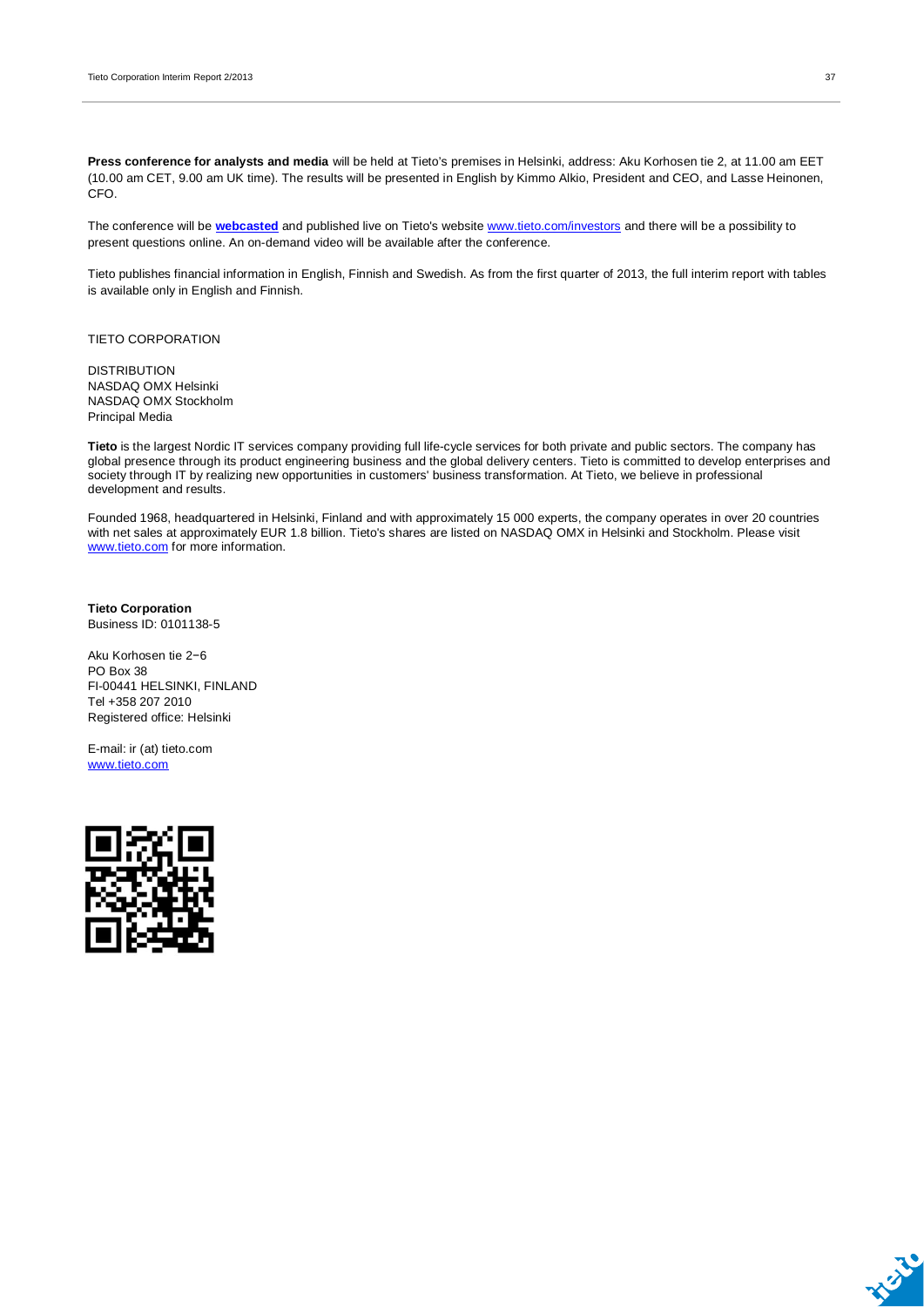**Press conference for analysts and media** will be held at Tieto's premises in Helsinki, address: Aku Korhosen tie 2, at 11.00 am EET (10.00 am CET, 9.00 am UK time). The results will be presented in English by Kimmo Alkio, President and CEO, and Lasse Heinonen, CFO.

The conference will be **webcasted** and published live on Tieto's website www.tieto.com/investors and there will be a possibility to present questions online. An on-demand video will be available after the conference.

Tieto publishes financial information in English, Finnish and Swedish. As from the first quarter of 2013, the full interim report with tables is available only in English and Finnish.

TIETO CORPORATION

DISTRIBUTION
NASDAQ OMX Helsinki
NASDAQ OMX Stockholm
Principal Media

**Tieto** is the largest Nordic IT services company providing full life-cycle services for both private and public sectors. The company has global presence through its product engineering business and the global delivery centers. Tieto is committed to develop enterprises and society through IT by realizing new opportunities in customers' business transformation. At Tieto, we believe in professional development and results.

Founded 1968, headquartered in Helsinki, Finland and with approximately 15 000 experts, the company operates in over 20 countries with net sales at approximately EUR 1.8 billion. Tieto's shares are listed on NASDAQ OMX in Helsinki and Stockholm. Please visit www.tieto.com for more information.

**Tieto Corporation**
Business ID: 0101138-5

Aku Korhosen tie 2−6
PO Box 38
FI-00441 HELSINKI, FINLAND
Tel +358 207 2010
Registered office: Helsinki

E-mail: ir (at) tieto.com
www.tieto.com